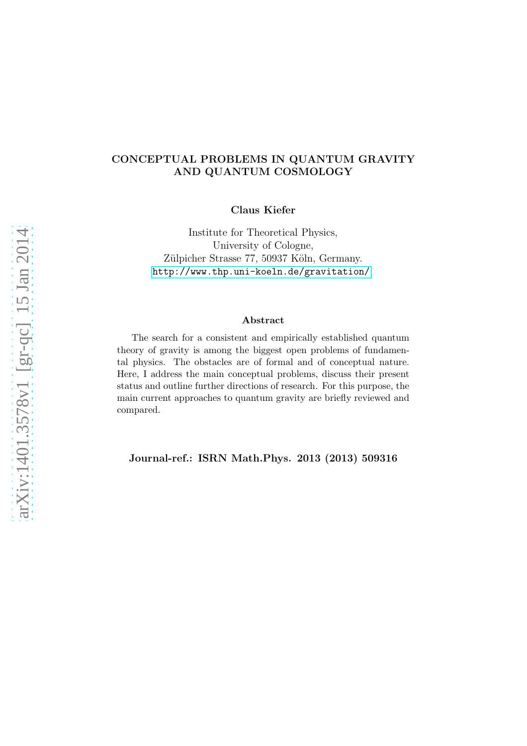# CONCEPTUAL PROBLEMS IN QUANTUM GRAVITY AND QUANTUM COSMOLOGY

**Claus Kiefer**

Institute for Theoretical Physics,
University of Cologne,
Zülpicher Strasse 77, 50937 Köln, Germany.
http://www.thp.uni-koeln.de/gravitation/

## Abstract

The search for a consistent and empirically established quantum theory of gravity is among the biggest open problems of fundamental physics. The obstacles are of formal and of conceptual nature. Here, I address the main conceptual problems, discuss their present status and outline further directions of research. For this purpose, the main current approaches to quantum gravity are briefly reviewed and compared.

**Journal-ref.: ISRN Math.Phys. 2013 (2013) 509316**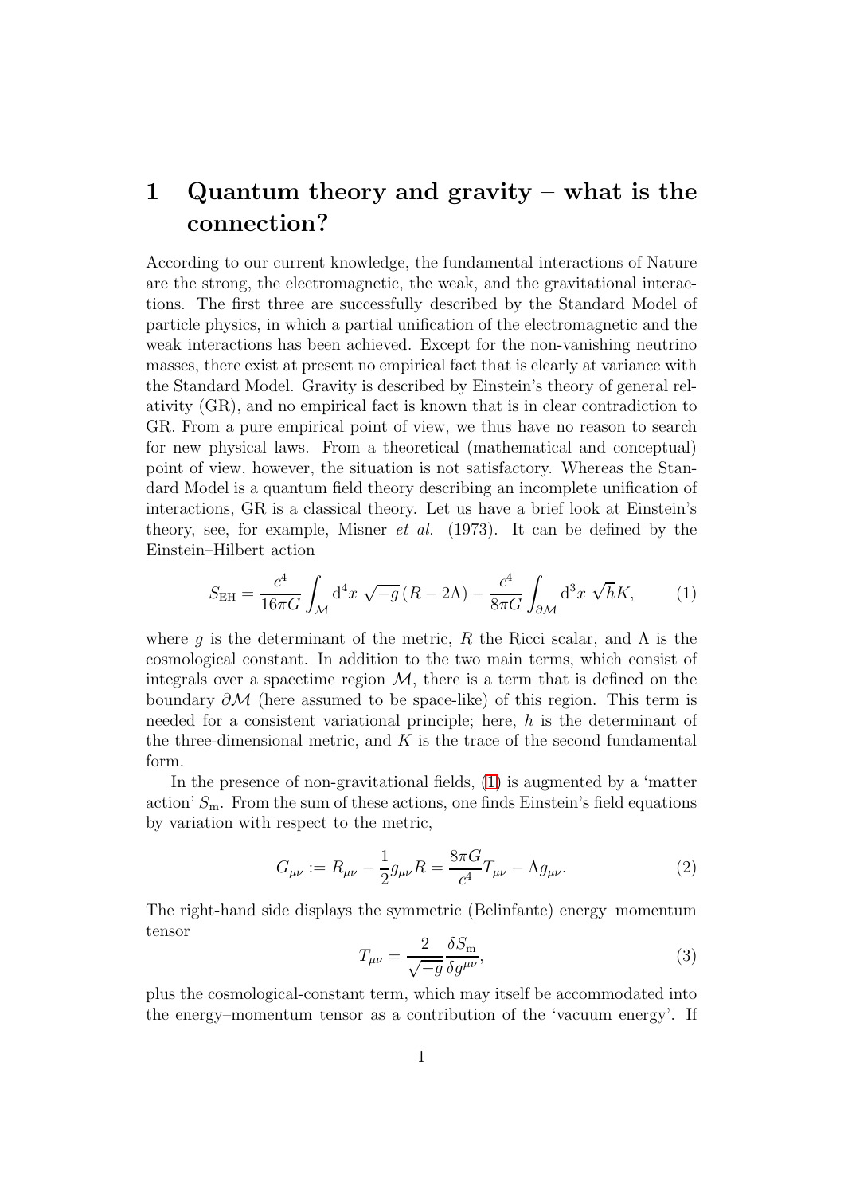# 1 Quantum theory and gravity – what is the connection?

According to our current knowledge, the fundamental interactions of Nature are the strong, the electromagnetic, the weak, and the gravitational interactions. The first three are successfully described by the Standard Model of particle physics, in which a partial unification of the electromagnetic and the weak interactions has been achieved. Except for the non-vanishing neutrino masses, there exist at present no empirical fact that is clearly at variance with the Standard Model. Gravity is described by Einstein's theory of general relativity (GR), and no empirical fact is known that is in clear contradiction to GR. From a pure empirical point of view, we thus have no reason to search for new physical laws. From a theoretical (mathematical and conceptual) point of view, however, the situation is not satisfactory. Whereas the Standard Model is a quantum field theory describing an incomplete unification of interactions, GR is a classical theory. Let us have a brief look at Einstein's theory, see, for example, Misner *et al.* (1973). It can be defined by the Einstein–Hilbert action

$$S_{\mathrm{EH}} = \frac{c^4}{16\pi G}\int_{\mathcal{M}} \mathrm{d}^4x\ \sqrt{-g}\,(R-2\Lambda) - \frac{c^4}{8\pi G}\int_{\partial\mathcal{M}} \mathrm{d}^3x\ \sqrt{h}K, \tag{1}$$

where $g$ is the determinant of the metric, $R$ the Ricci scalar, and $\Lambda$ is the cosmological constant. In addition to the two main terms, which consist of integrals over a spacetime region $\mathcal{M}$, there is a term that is defined on the boundary $\partial\mathcal{M}$ (here assumed to be space-like) of this region. This term is needed for a consistent variational principle; here, $h$ is the determinant of the three-dimensional metric, and $K$ is the trace of the second fundamental form.

In the presence of non-gravitational fields, (1) is augmented by a 'matter action' $S_{\mathrm{m}}$. From the sum of these actions, one finds Einstein's field equations by variation with respect to the metric,

$$G_{\mu\nu} := R_{\mu\nu} - \frac{1}{2}g_{\mu\nu}R = \frac{8\pi G}{c^4}T_{\mu\nu} - \Lambda g_{\mu\nu}. \tag{2}$$

The right-hand side displays the symmetric (Belinfante) energy–momentum tensor

$$T_{\mu\nu} = \frac{2}{\sqrt{-g}}\frac{\delta S_{\mathrm{m}}}{\delta g^{\mu\nu}}, \tag{3}$$

plus the cosmological-constant term, which may itself be accommodated into the energy–momentum tensor as a contribution of the 'vacuum energy'. If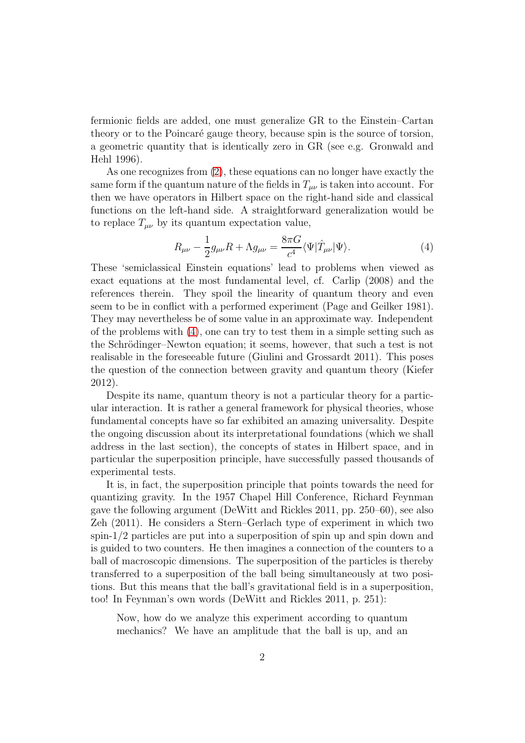fermionic fields are added, one must generalize GR to the Einstein–Cartan theory or to the Poincaré gauge theory, because spin is the source of torsion, a geometric quantity that is identically zero in GR (see e.g. Gronwald and Hehl 1996).

As one recognizes from (2), these equations can no longer have exactly the same form if the quantum nature of the fields in $T_{\mu\nu}$ is taken into account. For then we have operators in Hilbert space on the right-hand side and classical functions on the left-hand side. A straightforward generalization would be to replace $T_{\mu\nu}$ by its quantum expectation value,

$$R_{\mu\nu} - \frac{1}{2}g_{\mu\nu}R + \Lambda g_{\mu\nu} = \frac{8\pi G}{c^4}\langle\Psi|\hat{T}_{\mu\nu}|\Psi\rangle. \tag{4}$$

These 'semiclassical Einstein equations' lead to problems when viewed as exact equations at the most fundamental level, cf. Carlip (2008) and the references therein. They spoil the linearity of quantum theory and even seem to be in conflict with a performed experiment (Page and Geilker 1981). They may nevertheless be of some value in an approximate way. Independent of the problems with (4), one can try to test them in a simple setting such as the Schrödinger–Newton equation; it seems, however, that such a test is not realisable in the foreseeable future (Giulini and Grossardt 2011). This poses the question of the connection between gravity and quantum theory (Kiefer 2012).

Despite its name, quantum theory is not a particular theory for a particular interaction. It is rather a general framework for physical theories, whose fundamental concepts have so far exhibited an amazing universality. Despite the ongoing discussion about its interpretational foundations (which we shall address in the last section), the concepts of states in Hilbert space, and in particular the superposition principle, have successfully passed thousands of experimental tests.

It is, in fact, the superposition principle that points towards the need for quantizing gravity. In the 1957 Chapel Hill Conference, Richard Feynman gave the following argument (DeWitt and Rickles 2011, pp. 250–60), see also Zeh (2011). He considers a Stern–Gerlach type of experiment in which two spin-1/2 particles are put into a superposition of spin up and spin down and is guided to two counters. He then imagines a connection of the counters to a ball of macroscopic dimensions. The superposition of the particles is thereby transferred to a superposition of the ball being simultaneously at two positions. But this means that the ball's gravitational field is in a superposition, too! In Feynman's own words (DeWitt and Rickles 2011, p. 251):

> Now, how do we analyze this experiment according to quantum mechanics? We have an amplitude that the ball is up, and an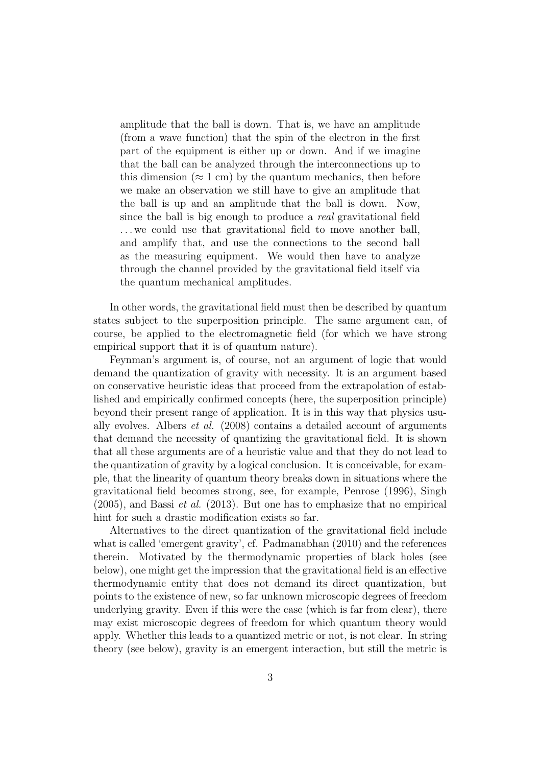amplitude that the ball is down. That is, we have an amplitude (from a wave function) that the spin of the electron in the first part of the equipment is either up or down. And if we imagine that the ball can be analyzed through the interconnections up to this dimension ($\approx 1$ cm) by the quantum mechanics, then before we make an observation we still have to give an amplitude that the ball is up and an amplitude that the ball is down. Now, since the ball is big enough to produce a *real* gravitational field ... we could use that gravitational field to move another ball, and amplify that, and use the connections to the second ball as the measuring equipment. We would then have to analyze through the channel provided by the gravitational field itself via the quantum mechanical amplitudes.

In other words, the gravitational field must then be described by quantum states subject to the superposition principle. The same argument can, of course, be applied to the electromagnetic field (for which we have strong empirical support that it is of quantum nature).

Feynman's argument is, of course, not an argument of logic that would demand the quantization of gravity with necessity. It is an argument based on conservative heuristic ideas that proceed from the extrapolation of established and empirically confirmed concepts (here, the superposition principle) beyond their present range of application. It is in this way that physics usually evolves. Albers *et al.* (2008) contains a detailed account of arguments that demand the necessity of quantizing the gravitational field. It is shown that all these arguments are of a heuristic value and that they do not lead to the quantization of gravity by a logical conclusion. It is conceivable, for example, that the linearity of quantum theory breaks down in situations where the gravitational field becomes strong, see, for example, Penrose (1996), Singh (2005), and Bassi *et al.* (2013). But one has to emphasize that no empirical hint for such a drastic modification exists so far.

Alternatives to the direct quantization of the gravitational field include what is called 'emergent gravity', cf. Padmanabhan (2010) and the references therein. Motivated by the thermodynamic properties of black holes (see below), one might get the impression that the gravitational field is an effective thermodynamic entity that does not demand its direct quantization, but points to the existence of new, so far unknown microscopic degrees of freedom underlying gravity. Even if this were the case (which is far from clear), there may exist microscopic degrees of freedom for which quantum theory would apply. Whether this leads to a quantized metric or not, is not clear. In string theory (see below), gravity is an emergent interaction, but still the metric is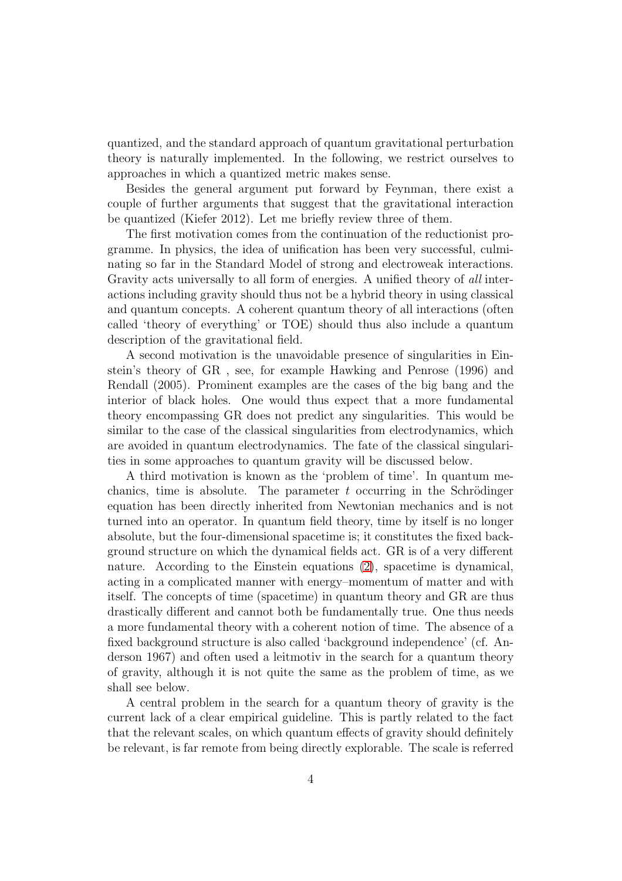quantized, and the standard approach of quantum gravitational perturbation theory is naturally implemented. In the following, we restrict ourselves to approaches in which a quantized metric makes sense.

Besides the general argument put forward by Feynman, there exist a couple of further arguments that suggest that the gravitational interaction be quantized (Kiefer 2012). Let me briefly review three of them.

The first motivation comes from the continuation of the reductionist programme. In physics, the idea of unification has been very successful, culminating so far in the Standard Model of strong and electroweak interactions. Gravity acts universally to all form of energies. A unified theory of *all* interactions including gravity should thus not be a hybrid theory in using classical and quantum concepts. A coherent quantum theory of all interactions (often called 'theory of everything' or TOE) should thus also include a quantum description of the gravitational field.

A second motivation is the unavoidable presence of singularities in Einstein's theory of GR , see, for example Hawking and Penrose (1996) and Rendall (2005). Prominent examples are the cases of the big bang and the interior of black holes. One would thus expect that a more fundamental theory encompassing GR does not predict any singularities. This would be similar to the case of the classical singularities from electrodynamics, which are avoided in quantum electrodynamics. The fate of the classical singularities in some approaches to quantum gravity will be discussed below.

A third motivation is known as the 'problem of time'. In quantum mechanics, time is absolute. The parameter $t$ occurring in the Schrödinger equation has been directly inherited from Newtonian mechanics and is not turned into an operator. In quantum field theory, time by itself is no longer absolute, but the four-dimensional spacetime is; it constitutes the fixed background structure on which the dynamical fields act. GR is of a very different nature. According to the Einstein equations (2), spacetime is dynamical, acting in a complicated manner with energy–momentum of matter and with itself. The concepts of time (spacetime) in quantum theory and GR are thus drastically different and cannot both be fundamentally true. One thus needs a more fundamental theory with a coherent notion of time. The absence of a fixed background structure is also called 'background independence' (cf. Anderson 1967) and often used a leitmotiv in the search for a quantum theory of gravity, although it is not quite the same as the problem of time, as we shall see below.

A central problem in the search for a quantum theory of gravity is the current lack of a clear empirical guideline. This is partly related to the fact that the relevant scales, on which quantum effects of gravity should definitely be relevant, is far remote from being directly explorable. The scale is referred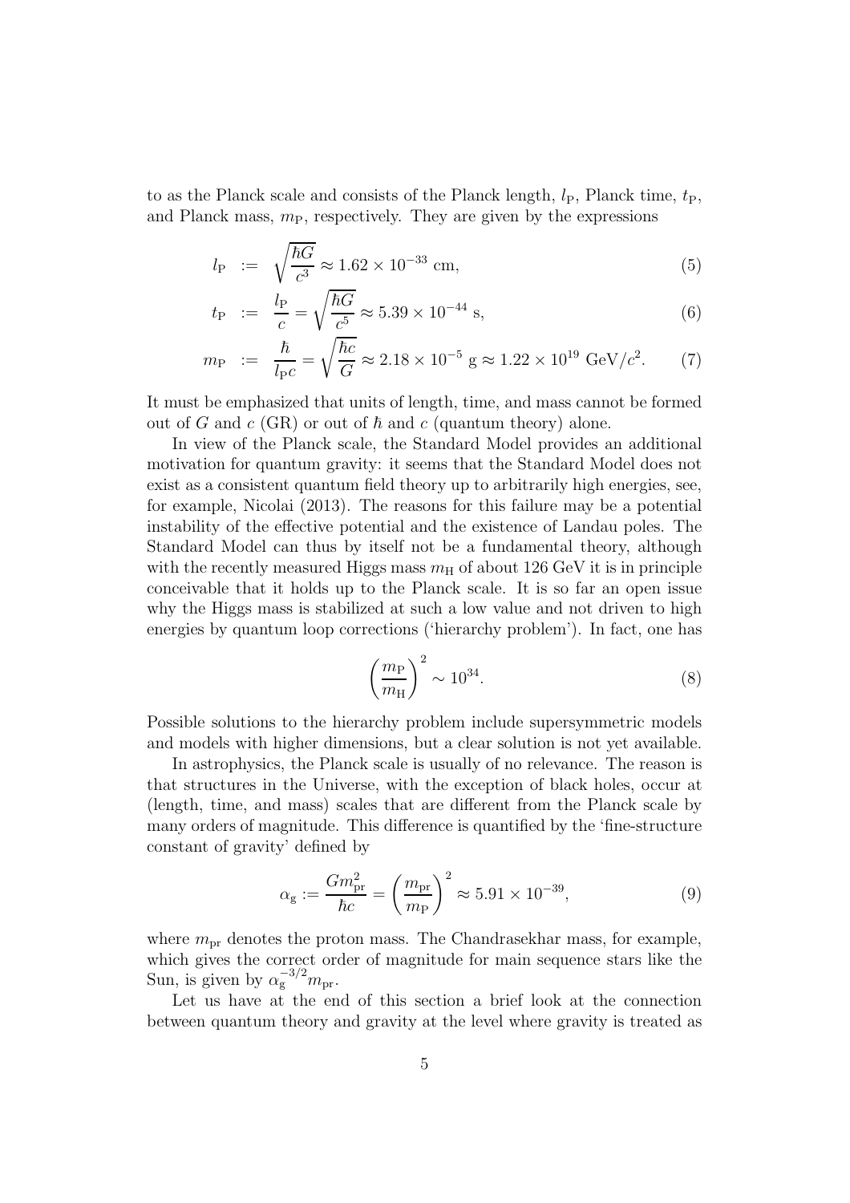to as the Planck scale and consists of the Planck length, $l_{\rm P}$, Planck time, $t_{\rm P}$, and Planck mass, $m_{\rm P}$, respectively. They are given by the expressions

$$
\begin{aligned}
l_{\rm P} &:= \sqrt{\frac{\hbar G}{c^3}} \approx 1.62 \times 10^{-33} \text{ cm}, &(5)\\
t_{\rm P} &:= \frac{l_{\rm P}}{c} = \sqrt{\frac{\hbar G}{c^5}} \approx 5.39 \times 10^{-44} \text{ s}, &(6)\\
m_{\rm P} &:= \frac{\hbar}{l_{\rm P} c} = \sqrt{\frac{\hbar c}{G}} \approx 2.18 \times 10^{-5} \text{ g} \approx 1.22 \times 10^{19} \text{ GeV}/c^2. &(7)
\end{aligned}
$$

It must be emphasized that units of length, time, and mass cannot be formed out of $G$ and $c$ (GR) or out of $\hbar$ and $c$ (quantum theory) alone.

In view of the Planck scale, the Standard Model provides an additional motivation for quantum gravity: it seems that the Standard Model does not exist as a consistent quantum field theory up to arbitrarily high energies, see, for example, Nicolai (2013). The reasons for this failure may be a potential instability of the effective potential and the existence of Landau poles. The Standard Model can thus by itself not be a fundamental theory, although with the recently measured Higgs mass $m_{\rm H}$ of about 126 GeV it is in principle conceivable that it holds up to the Planck scale. It is so far an open issue why the Higgs mass is stabilized at such a low value and not driven to high energies by quantum loop corrections ('hierarchy problem'). In fact, one has

$$
\left(\frac{m_{\rm P}}{m_{\rm H}}\right)^2 \sim 10^{34}. \tag{8}
$$

Possible solutions to the hierarchy problem include supersymmetric models and models with higher dimensions, but a clear solution is not yet available.

In astrophysics, the Planck scale is usually of no relevance. The reason is that structures in the Universe, with the exception of black holes, occur at (length, time, and mass) scales that are different from the Planck scale by many orders of magnitude. This difference is quantified by the 'fine-structure constant of gravity' defined by

$$
\alpha_{\rm g} := \frac{G m_{\rm pr}^2}{\hbar c} = \left(\frac{m_{\rm pr}}{m_{\rm P}}\right)^2 \approx 5.91 \times 10^{-39}, \tag{9}
$$

where $m_{\rm pr}$ denotes the proton mass. The Chandrasekhar mass, for example, which gives the correct order of magnitude for main sequence stars like the Sun, is given by $\alpha_{\rm g}^{-3/2} m_{\rm pr}$.

Let us have at the end of this section a brief look at the connection between quantum theory and gravity at the level where gravity is treated as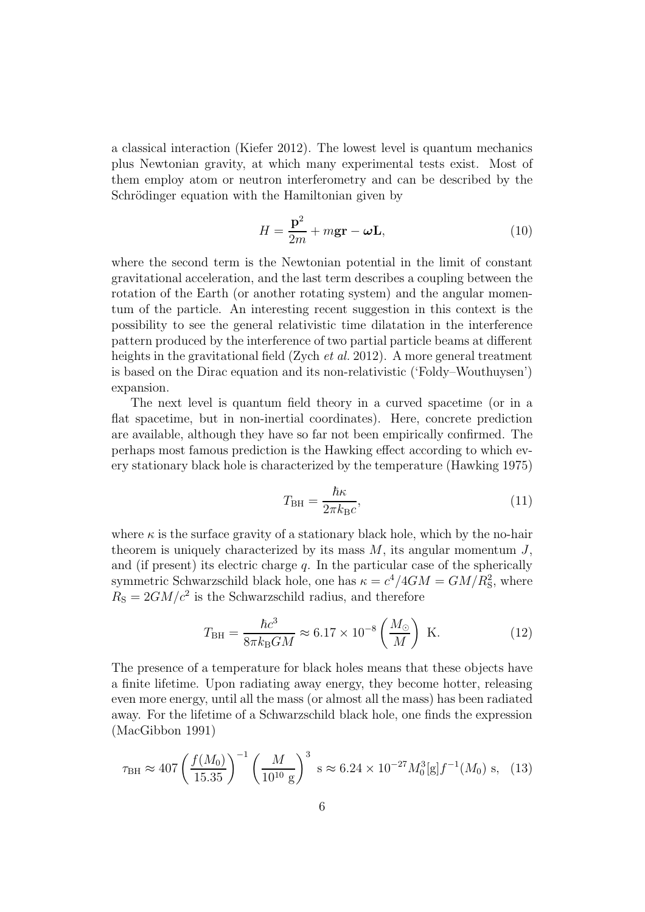a classical interaction (Kiefer 2012). The lowest level is quantum mechanics plus Newtonian gravity, at which many experimental tests exist. Most of them employ atom or neutron interferometry and can be described by the Schrödinger equation with the Hamiltonian given by

$$H = \frac{\mathbf{p}^2}{2m} + m\mathbf{g}\mathbf{r} - \boldsymbol{\omega}\mathbf{L}, \tag{10}$$

where the second term is the Newtonian potential in the limit of constant gravitational acceleration, and the last term describes a coupling between the rotation of the Earth (or another rotating system) and the angular momentum of the particle. An interesting recent suggestion in this context is the possibility to see the general relativistic time dilatation in the interference pattern produced by the interference of two partial particle beams at different heights in the gravitational field (Zych *et al.* 2012). A more general treatment is based on the Dirac equation and its non-relativistic ('Foldy–Wouthuysen') expansion.

The next level is quantum field theory in a curved spacetime (or in a flat spacetime, but in non-inertial coordinates). Here, concrete prediction are available, although they have so far not been empirically confirmed. The perhaps most famous prediction is the Hawking effect according to which every stationary black hole is characterized by the temperature (Hawking 1975)

$$T_{\rm BH} = \frac{\hbar\kappa}{2\pi k_{\rm B} c}, \tag{11}$$

where $\kappa$ is the surface gravity of a stationary black hole, which by the no-hair theorem is uniquely characterized by its mass $M$, its angular momentum $J$, and (if present) its electric charge $q$. In the particular case of the spherically symmetric Schwarzschild black hole, one has $\kappa = c^4/4GM = GM/R_{\rm S}^2$, where $R_{\rm S} = 2GM/c^2$ is the Schwarzschild radius, and therefore

$$T_{\rm BH} = \frac{\hbar c^3}{8\pi k_{\rm B} GM} \approx 6.17 \times 10^{-8} \left(\frac{M_\odot}{M}\right) \text{ K}. \tag{12}$$

The presence of a temperature for black holes means that these objects have a finite lifetime. Upon radiating away energy, they become hotter, releasing even more energy, until all the mass (or almost all the mass) has been radiated away. For the lifetime of a Schwarzschild black hole, one finds the expression (MacGibbon 1991)

$$\tau_{\rm BH} \approx 407 \left(\frac{f(M_0)}{15.35}\right)^{-1} \left(\frac{M}{10^{10}\text{ g}}\right)^3 \text{ s} \approx 6.24 \times 10^{-27} M_0^3[\text{g}] f^{-1}(M_0) \text{ s}, \tag{13}$$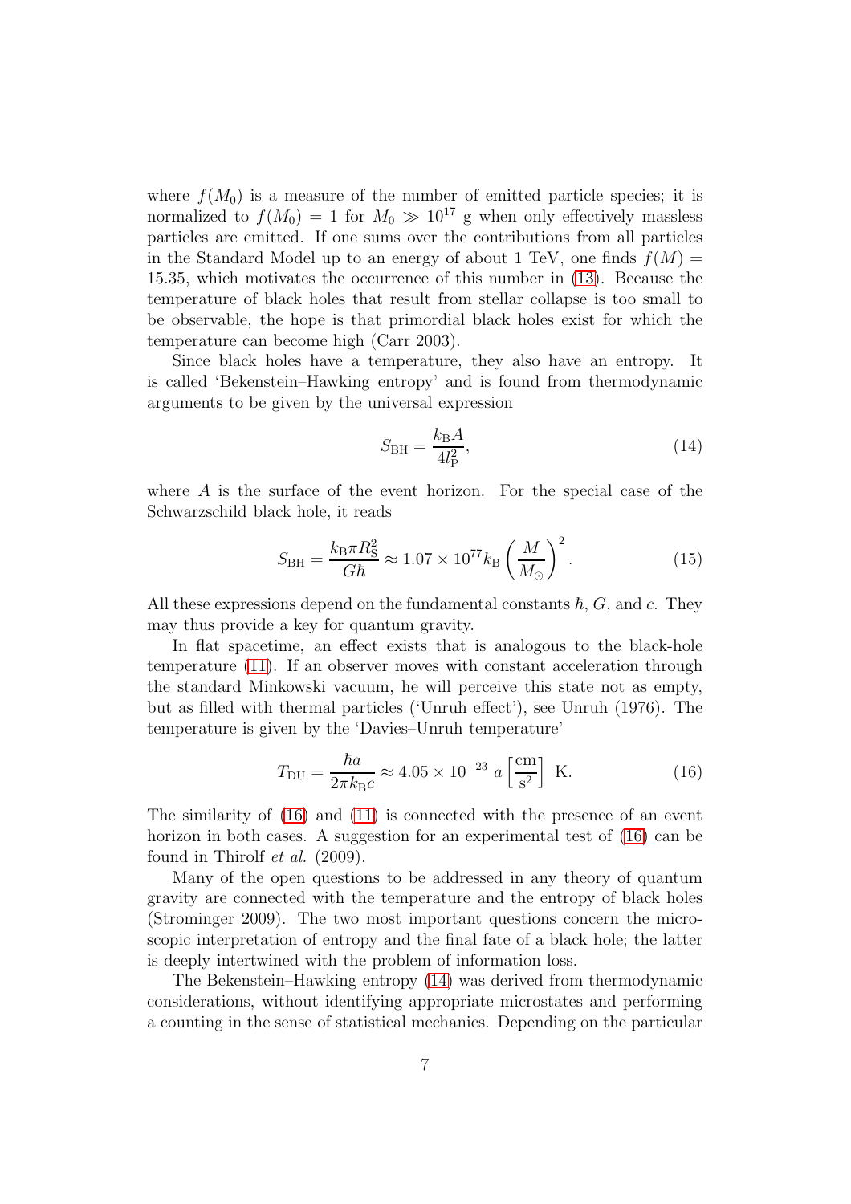where $f(M_0)$ is a measure of the number of emitted particle species; it is normalized to $f(M_0) = 1$ for $M_0 \gg 10^{17}$ g when only effectively massless particles are emitted. If one sums over the contributions from all particles in the Standard Model up to an energy of about 1 TeV, one finds $f(M) = 15.35$, which motivates the occurrence of this number in (13). Because the temperature of black holes that result from stellar collapse is too small to be observable, the hope is that primordial black holes exist for which the temperature can become high (Carr 2003).

Since black holes have a temperature, they also have an entropy. It is called 'Bekenstein–Hawking entropy' and is found from thermodynamic arguments to be given by the universal expression

$$S_{\rm BH} = \frac{k_{\rm B} A}{4 l_{\rm P}^2}, \tag{14}$$

where $A$ is the surface of the event horizon. For the special case of the Schwarzschild black hole, it reads

$$S_{\rm BH} = \frac{k_{\rm B} \pi R_{\rm S}^2}{G\hbar} \approx 1.07 \times 10^{77} k_{\rm B} \left(\frac{M}{M_\odot}\right)^2. \tag{15}$$

All these expressions depend on the fundamental constants $\hbar$, $G$, and $c$. They may thus provide a key for quantum gravity.

In flat spacetime, an effect exists that is analogous to the black-hole temperature (11). If an observer moves with constant acceleration through the standard Minkowski vacuum, he will perceive this state not as empty, but as filled with thermal particles ('Unruh effect'), see Unruh (1976). The temperature is given by the 'Davies–Unruh temperature'

$$T_{\rm DU} = \frac{\hbar a}{2\pi k_{\rm B} c} \approx 4.05 \times 10^{-23}\, a \left[\frac{\rm cm}{\rm s^2}\right] \ {\rm K}. \tag{16}$$

The similarity of (16) and (11) is connected with the presence of an event horizon in both cases. A suggestion for an experimental test of (16) can be found in Thirolf *et al.* (2009).

Many of the open questions to be addressed in any theory of quantum gravity are connected with the temperature and the entropy of black holes (Strominger 2009). The two most important questions concern the microscopic interpretation of entropy and the final fate of a black hole; the latter is deeply intertwined with the problem of information loss.

The Bekenstein–Hawking entropy (14) was derived from thermodynamic considerations, without identifying appropriate microstates and performing a counting in the sense of statistical mechanics. Depending on the particular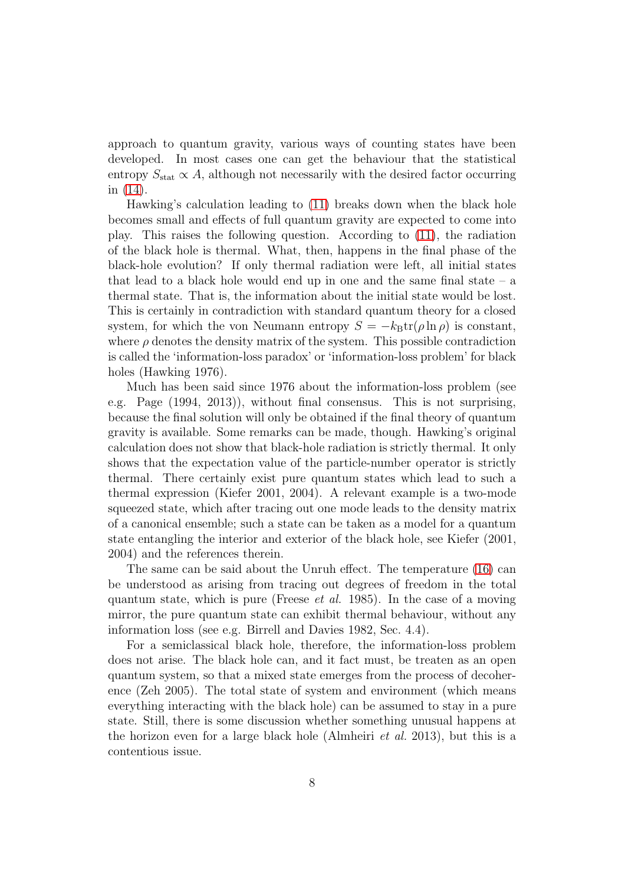approach to quantum gravity, various ways of counting states have been developed. In most cases one can get the behaviour that the statistical entropy $S_{\rm stat} \propto A$, although not necessarily with the desired factor occurring in (14).

Hawking's calculation leading to (11) breaks down when the black hole becomes small and effects of full quantum gravity are expected to come into play. This raises the following question. According to (11), the radiation of the black hole is thermal. What, then, happens in the final phase of the black-hole evolution? If only thermal radiation were left, all initial states that lead to a black hole would end up in one and the same final state – a thermal state. That is, the information about the initial state would be lost. This is certainly in contradiction with standard quantum theory for a closed system, for which the von Neumann entropy $S = -k_{\rm B}{\rm tr}(\rho \ln \rho)$ is constant, where $\rho$ denotes the density matrix of the system. This possible contradiction is called the 'information-loss paradox' or 'information-loss problem' for black holes (Hawking 1976).

Much has been said since 1976 about the information-loss problem (see e.g. Page (1994, 2013)), without final consensus. This is not surprising, because the final solution will only be obtained if the final theory of quantum gravity is available. Some remarks can be made, though. Hawking's original calculation does not show that black-hole radiation is strictly thermal. It only shows that the expectation value of the particle-number operator is strictly thermal. There certainly exist pure quantum states which lead to such a thermal expression (Kiefer 2001, 2004). A relevant example is a two-mode squeezed state, which after tracing out one mode leads to the density matrix of a canonical ensemble; such a state can be taken as a model for a quantum state entangling the interior and exterior of the black hole, see Kiefer (2001, 2004) and the references therein.

The same can be said about the Unruh effect. The temperature (16) can be understood as arising from tracing out degrees of freedom in the total quantum state, which is pure (Freese *et al.* 1985). In the case of a moving mirror, the pure quantum state can exhibit thermal behaviour, without any information loss (see e.g. Birrell and Davies 1982, Sec. 4.4).

For a semiclassical black hole, therefore, the information-loss problem does not arise. The black hole can, and it fact must, be treaten as an open quantum system, so that a mixed state emerges from the process of decoherence (Zeh 2005). The total state of system and environment (which means everything interacting with the black hole) can be assumed to stay in a pure state. Still, there is some discussion whether something unusual happens at the horizon even for a large black hole (Almheiri *et al.* 2013), but this is a contentious issue.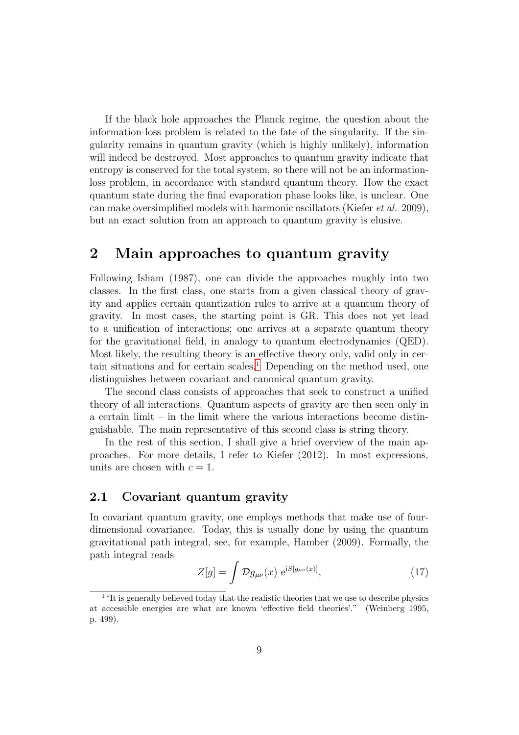If the black hole approaches the Planck regime, the question about the information-loss problem is related to the fate of the singularity. If the singularity remains in quantum gravity (which is highly unlikely), information will indeed be destroyed. Most approaches to quantum gravity indicate that entropy is conserved for the total system, so there will not be an information-loss problem, in accordance with standard quantum theory. How the exact quantum state during the final evaporation phase looks like, is unclear. One can make oversimplified models with harmonic oscillators (Kiefer *et al.* 2009), but an exact solution from an approach to quantum gravity is elusive.

## 2 Main approaches to quantum gravity

Following Isham (1987), one can divide the approaches roughly into two classes. In the first class, one starts from a given classical theory of gravity and applies certain quantization rules to arrive at a quantum theory of gravity. In most cases, the starting point is GR. This does not yet lead to a unification of interactions; one arrives at a separate quantum theory for the gravitational field, in analogy to quantum electrodynamics (QED). Most likely, the resulting theory is an effective theory only, valid only in certain situations and for certain scales.[1] Depending on the method used, one distinguishes between covariant and canonical quantum gravity.

The second class consists of approaches that seek to construct a unified theory of all interactions. Quantum aspects of gravity are then seen only in a certain limit – in the limit where the various interactions become distinguishable. The main representative of this second class is string theory.

In the rest of this section, I shall give a brief overview of the main approaches. For more details, I refer to Kiefer (2012). In most expressions, units are chosen with $c = 1$.

### 2.1 Covariant quantum gravity

In covariant quantum gravity, one employs methods that make use of four-dimensional covariance. Today, this is usually done by using the quantum gravitational path integral, see, for example, Hamber (2009). Formally, the path integral reads

$$Z[g] = \int \mathcal{D}g_{\mu\nu}(x)\; \mathrm{e}^{\mathrm{i}S[g_{\mu\nu}(x)]}, \tag{17}$$

[1] "It is generally believed today that the realistic theories that we use to describe physics at accessible energies are what are known 'effective field theories'." (Weinberg 1995, p. 499).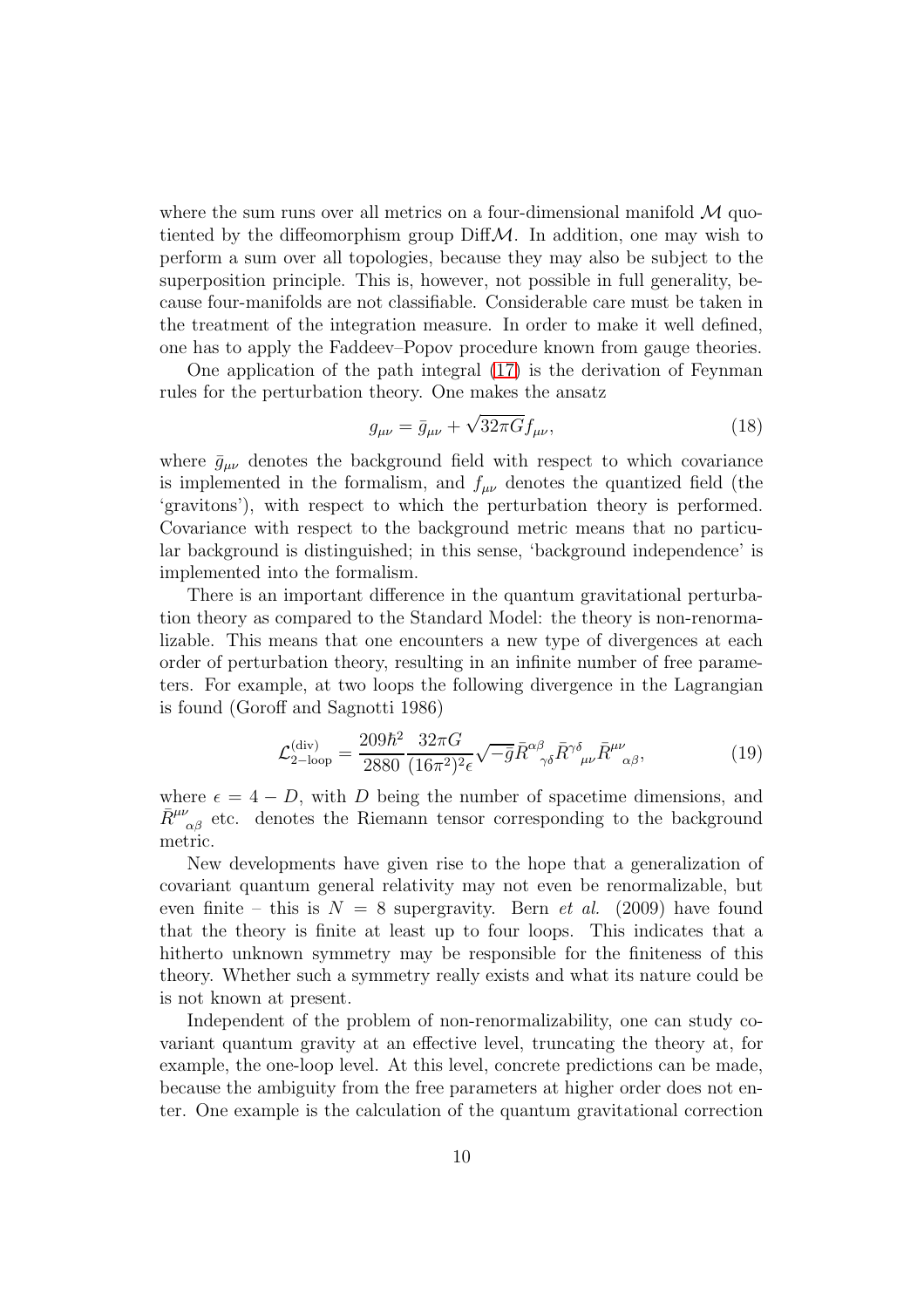where the sum runs over all metrics on a four-dimensional manifold $\mathcal{M}$ quotiented by the diffeomorphism group Diff$\mathcal{M}$. In addition, one may wish to perform a sum over all topologies, because they may also be subject to the superposition principle. This is, however, not possible in full generality, because four-manifolds are not classifiable. Considerable care must be taken in the treatment of the integration measure. In order to make it well defined, one has to apply the Faddeev–Popov procedure known from gauge theories.

One application of the path integral (17) is the derivation of Feynman rules for the perturbation theory. One makes the ansatz

$$g_{\mu\nu} = \bar{g}_{\mu\nu} + \sqrt{32\pi G} f_{\mu\nu}, \tag{18}$$

where $\bar{g}_{\mu\nu}$ denotes the background field with respect to which covariance is implemented in the formalism, and $f_{\mu\nu}$ denotes the quantized field (the 'gravitons'), with respect to which the perturbation theory is performed. Covariance with respect to the background metric means that no particular background is distinguished; in this sense, 'background independence' is implemented into the formalism.

There is an important difference in the quantum gravitational perturbation theory as compared to the Standard Model: the theory is non-renormalizable. This means that one encounters a new type of divergences at each order of perturbation theory, resulting in an infinite number of free parameters. For example, at two loops the following divergence in the Lagrangian is found (Goroff and Sagnotti 1986)

$$\mathcal{L}^{(\mathrm{div})}_{2-\mathrm{loop}} = \frac{209\hbar^2}{2880}\frac{32\pi G}{(16\pi^2)^2\epsilon}\sqrt{-\bar{g}}\bar{R}^{\alpha\beta}{}_{\gamma\delta}\bar{R}^{\gamma\delta}{}_{\mu\nu}\bar{R}^{\mu\nu}{}_{\alpha\beta}, \tag{19}$$

where $\epsilon = 4 - D$, with $D$ being the number of spacetime dimensions, and $\bar{R}^{\mu\nu}{}_{\alpha\beta}$ etc. denotes the Riemann tensor corresponding to the background metric.

New developments have given rise to the hope that a generalization of covariant quantum general relativity may not even be renormalizable, but even finite – this is $N = 8$ supergravity. Bern *et al.* (2009) have found that the theory is finite at least up to four loops. This indicates that a hitherto unknown symmetry may be responsible for the finiteness of this theory. Whether such a symmetry really exists and what its nature could be is not known at present.

Independent of the problem of non-renormalizability, one can study covariant quantum gravity at an effective level, truncating the theory at, for example, the one-loop level. At this level, concrete predictions can be made, because the ambiguity from the free parameters at higher order does not enter. One example is the calculation of the quantum gravitational correction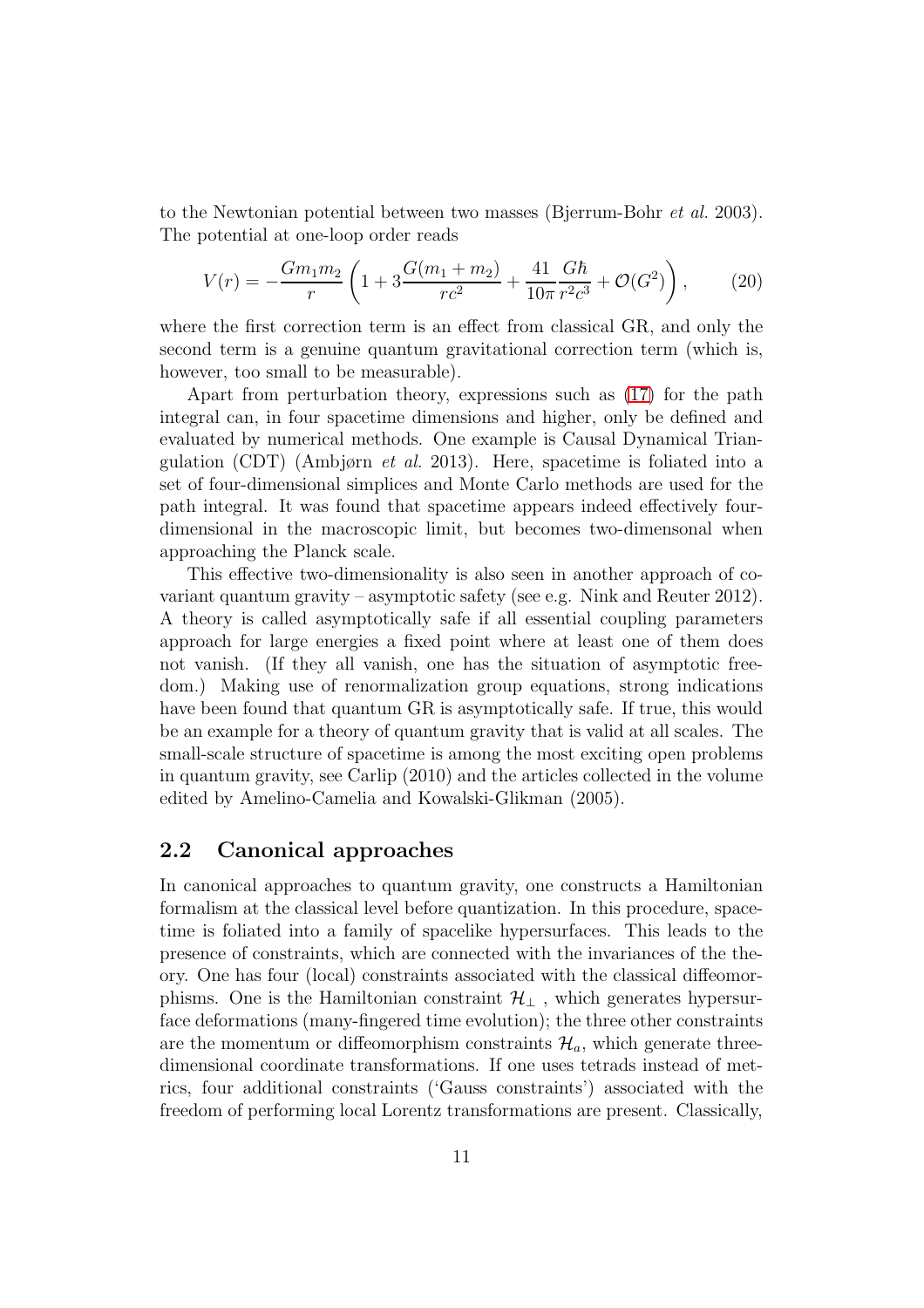to the Newtonian potential between two masses (Bjerrum-Bohr *et al.* 2003). The potential at one-loop order reads

$$V(r) = -\frac{Gm_1m_2}{r}\left(1 + 3\frac{G(m_1+m_2)}{rc^2} + \frac{41}{10\pi}\frac{G\hbar}{r^2c^3} + \mathcal{O}(G^2)\right), \qquad (20)$$

where the first correction term is an effect from classical GR, and only the second term is a genuine quantum gravitational correction term (which is, however, too small to be measurable).

Apart from perturbation theory, expressions such as (17) for the path integral can, in four spacetime dimensions and higher, only be defined and evaluated by numerical methods. One example is Causal Dynamical Triangulation (CDT) (Ambjørn *et al.* 2013). Here, spacetime is foliated into a set of four-dimensional simplices and Monte Carlo methods are used for the path integral. It was found that spacetime appears indeed effectively four-dimensional in the macroscopic limit, but becomes two-dimensonal when approaching the Planck scale.

This effective two-dimensionality is also seen in another approach of covariant quantum gravity – asymptotic safety (see e.g. Nink and Reuter 2012). A theory is called asymptotically safe if all essential coupling parameters approach for large energies a fixed point where at least one of them does not vanish. (If they all vanish, one has the situation of asymptotic freedom.) Making use of renormalization group equations, strong indications have been found that quantum GR is asymptotically safe. If true, this would be an example for a theory of quantum gravity that is valid at all scales. The small-scale structure of spacetime is among the most exciting open problems in quantum gravity, see Carlip (2010) and the articles collected in the volume edited by Amelino-Camelia and Kowalski-Glikman (2005).

## 2.2 Canonical approaches

In canonical approaches to quantum gravity, one constructs a Hamiltonian formalism at the classical level before quantization. In this procedure, spacetime is foliated into a family of spacelike hypersurfaces. This leads to the presence of constraints, which are connected with the invariances of the theory. One has four (local) constraints associated with the classical diffeomorphisms. One is the Hamiltonian constraint $\mathcal{H}_\perp$, which generates hypersurface deformations (many-fingered time evolution); the three other constraints are the momentum or diffeomorphism constraints $\mathcal{H}_a$, which generate three-dimensional coordinate transformations. If one uses tetrads instead of metrics, four additional constraints ('Gauss constraints') associated with the freedom of performing local Lorentz transformations are present. Classically,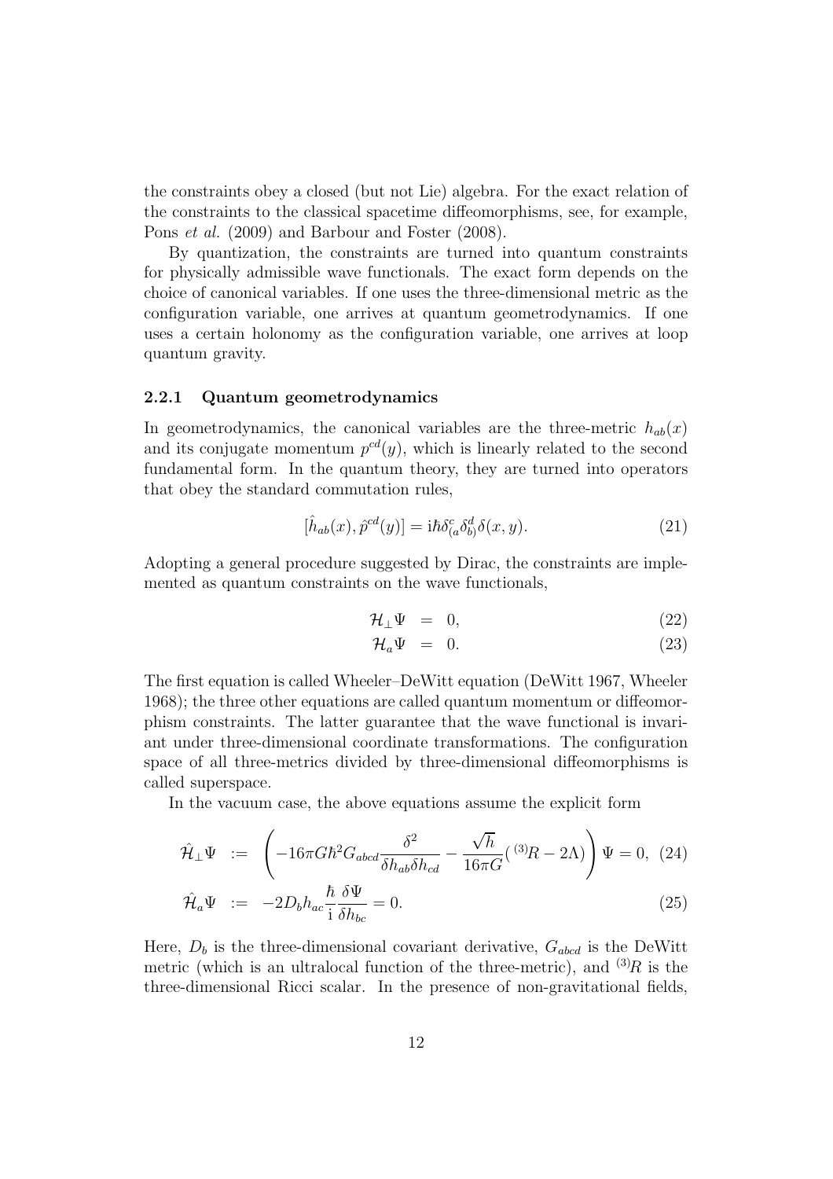the constraints obey a closed (but not Lie) algebra. For the exact relation of the constraints to the classical spacetime diffeomorphisms, see, for example, Pons *et al.* (2009) and Barbour and Foster (2008).

By quantization, the constraints are turned into quantum constraints for physically admissible wave functionals. The exact form depends on the choice of canonical variables. If one uses the three-dimensional metric as the configuration variable, one arrives at quantum geometrodynamics. If one uses a certain holonomy as the configuration variable, one arrives at loop quantum gravity.

### 2.2.1 Quantum geometrodynamics

In geometrodynamics, the canonical variables are the three-metric $h_{ab}(x)$ and its conjugate momentum $p^{cd}(y)$, which is linearly related to the second fundamental form. In the quantum theory, they are turned into operators that obey the standard commutation rules,

$$[\hat{h}_{ab}(x), \hat{p}^{cd}(y)] = \mathrm{i}\hbar\delta^c_{(a}\delta^d_{b)}\delta(x,y). \tag{21}$$

Adopting a general procedure suggested by Dirac, the constraints are implemented as quantum constraints on the wave functionals,

$$\mathcal{H}_\perp \Psi = 0, \tag{22}$$

$$\mathcal{H}_a \Psi = 0. \tag{23}$$

The first equation is called Wheeler–DeWitt equation (DeWitt 1967, Wheeler 1968); the three other equations are called quantum momentum or diffeomorphism constraints. The latter guarantee that the wave functional is invariant under three-dimensional coordinate transformations. The configuration space of all three-metrics divided by three-dimensional diffeomorphisms is called superspace.

In the vacuum case, the above equations assume the explicit form

$$\hat{\mathcal{H}}_\perp \Psi := \left(-16\pi G\hbar^2 G_{abcd}\frac{\delta^2}{\delta h_{ab}\delta h_{cd}} - \frac{\sqrt{h}}{16\pi G}({}^{(3)}R - 2\Lambda)\right)\Psi = 0, \tag{24}$$

$$\hat{\mathcal{H}}_a \Psi := -2D_b h_{ac}\frac{\hbar}{\mathrm{i}}\frac{\delta \Psi}{\delta h_{bc}} = 0. \tag{25}$$

Here, $D_b$ is the three-dimensional covariant derivative, $G_{abcd}$ is the DeWitt metric (which is an ultralocal function of the three-metric), and ${}^{(3)}R$ is the three-dimensional Ricci scalar. In the presence of non-gravitational fields,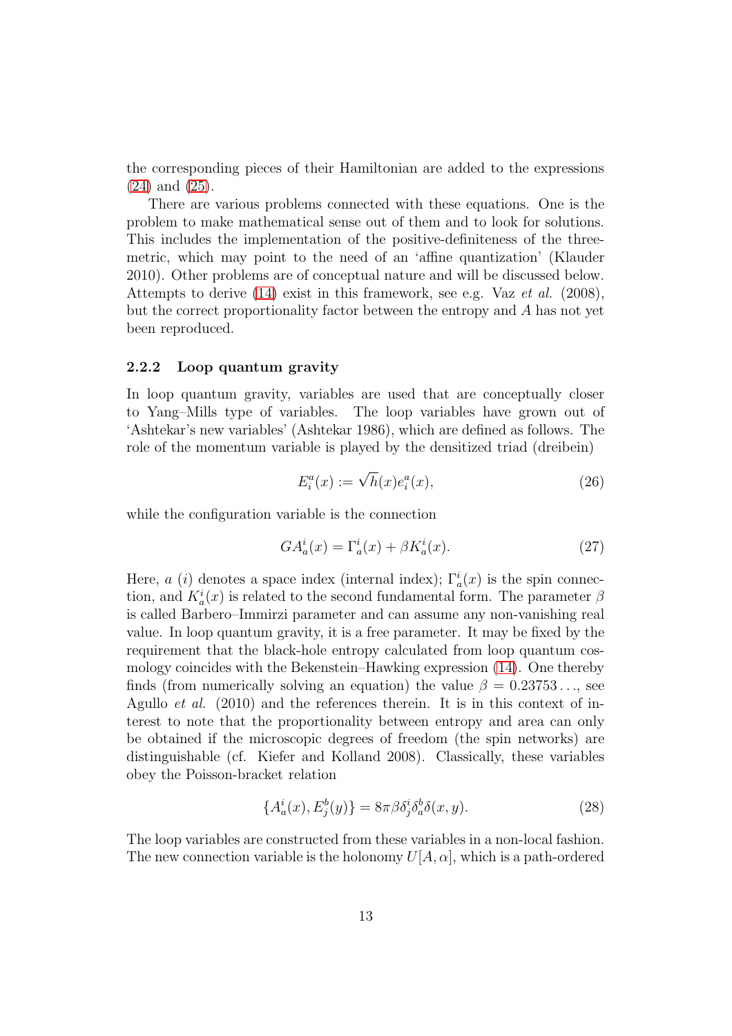the corresponding pieces of their Hamiltonian are added to the expressions (24) and (25).

There are various problems connected with these equations. One is the problem to make mathematical sense out of them and to look for solutions. This includes the implementation of the positive-definiteness of the three-metric, which may point to the need of an 'affine quantization' (Klauder 2010). Other problems are of conceptual nature and will be discussed below. Attempts to derive (14) exist in this framework, see e.g. Vaz *et al.* (2008), but the correct proportionality factor between the entropy and $A$ has not yet been reproduced.

### 2.2.2 Loop quantum gravity

In loop quantum gravity, variables are used that are conceptually closer to Yang–Mills type of variables. The loop variables have grown out of 'Ashtekar's new variables' (Ashtekar 1986), which are defined as follows. The role of the momentum variable is played by the densitized triad (dreibein)

$$E_i^a(x) := \sqrt{h}(x)e_i^a(x), \tag{26}$$

while the configuration variable is the connection

$$GA_a^i(x) = \Gamma_a^i(x) + \beta K_a^i(x). \tag{27}$$

Here, $a$ ($i$) denotes a space index (internal index); $\Gamma_a^i(x)$ is the spin connection, and $K_a^i(x)$ is related to the second fundamental form. The parameter $\beta$ is called Barbero–Immirzi parameter and can assume any non-vanishing real value. In loop quantum gravity, it is a free parameter. It may be fixed by the requirement that the black-hole entropy calculated from loop quantum cosmology coincides with the Bekenstein–Hawking expression (14). One thereby finds (from numerically solving an equation) the value $\beta = 0.23753\ldots$, see Agullo *et al.* (2010) and the references therein. It is in this context of interest to note that the proportionality between entropy and area can only be obtained if the microscopic degrees of freedom (the spin networks) are distinguishable (cf. Kiefer and Kolland 2008). Classically, these variables obey the Poisson-bracket relation

$$\{A_a^i(x), E_j^b(y)\} = 8\pi\beta\delta_j^i\delta_a^b\delta(x,y). \tag{28}$$

The loop variables are constructed from these variables in a non-local fashion. The new connection variable is the holonomy $U[A,\alpha]$, which is a path-ordered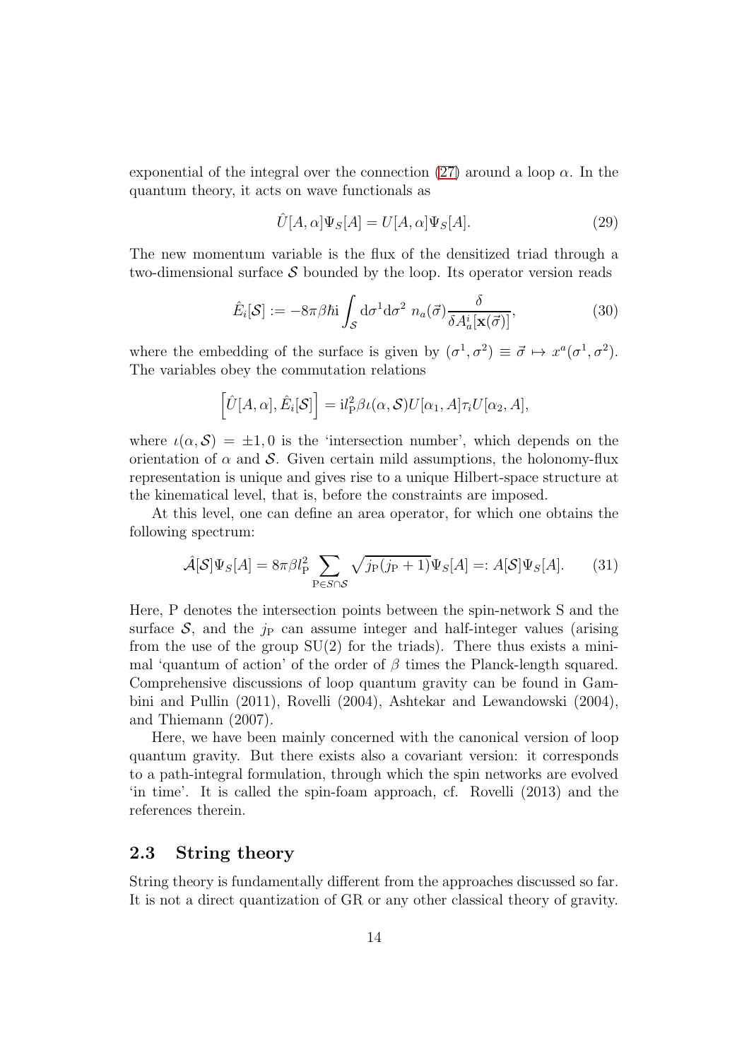exponential of the integral over the connection (27) around a loop $\alpha$. In the quantum theory, it acts on wave functionals as

$$\hat{U}[A,\alpha]\Psi_S[A] = U[A,\alpha]\Psi_S[A]. \tag{29}$$

The new momentum variable is the flux of the densitized triad through a two-dimensional surface $\mathcal{S}$ bounded by the loop. Its operator version reads

$$\hat{E}_i[\mathcal{S}] := -8\pi\beta\hbar\mathrm{i}\int_{\mathcal{S}} \mathrm{d}\sigma^1\mathrm{d}\sigma^2\ n_a(\vec{\sigma})\frac{\delta}{\delta A_a^i[\mathbf{x}(\vec{\sigma})]}, \tag{30}$$

where the embedding of the surface is given by $(\sigma^1,\sigma^2) \equiv \vec{\sigma} \mapsto x^a(\sigma^1,\sigma^2)$. The variables obey the commutation relations

$$\left[\hat{U}[A,\alpha],\hat{E}_i[\mathcal{S}]\right] = \mathrm{i}l_{\mathrm{P}}^2\beta\iota(\alpha,\mathcal{S})U[\alpha_1,A]\tau_i U[\alpha_2,A],$$

where $\iota(\alpha,\mathcal{S}) = \pm 1, 0$ is the 'intersection number', which depends on the orientation of $\alpha$ and $\mathcal{S}$. Given certain mild assumptions, the holonomy-flux representation is unique and gives rise to a unique Hilbert-space structure at the kinematical level, that is, before the constraints are imposed.

At this level, one can define an area operator, for which one obtains the following spectrum:

$$\hat{\mathcal{A}}[\mathcal{S}]\Psi_S[A] = 8\pi\beta l_{\mathrm{P}}^2 \sum_{\mathrm{P}\in S\cap\mathcal{S}} \sqrt{j_{\mathrm{P}}(j_{\mathrm{P}}+1)}\Psi_S[A] =: A[\mathcal{S}]\Psi_S[A]. \tag{31}$$

Here, P denotes the intersection points between the spin-network S and the surface $\mathcal{S}$, and the $j_{\mathrm{P}}$ can assume integer and half-integer values (arising from the use of the group SU(2) for the triads). There thus exists a minimal 'quantum of action' of the order of $\beta$ times the Planck-length squared. Comprehensive discussions of loop quantum gravity can be found in Gambini and Pullin (2011), Rovelli (2004), Ashtekar and Lewandowski (2004), and Thiemann (2007).

Here, we have been mainly concerned with the canonical version of loop quantum gravity. But there exists also a covariant version: it corresponds to a path-integral formulation, through which the spin networks are evolved 'in time'. It is called the spin-foam approach, cf. Rovelli (2013) and the references therein.

## 2.3 String theory

String theory is fundamentally different from the approaches discussed so far. It is not a direct quantization of GR or any other classical theory of gravity.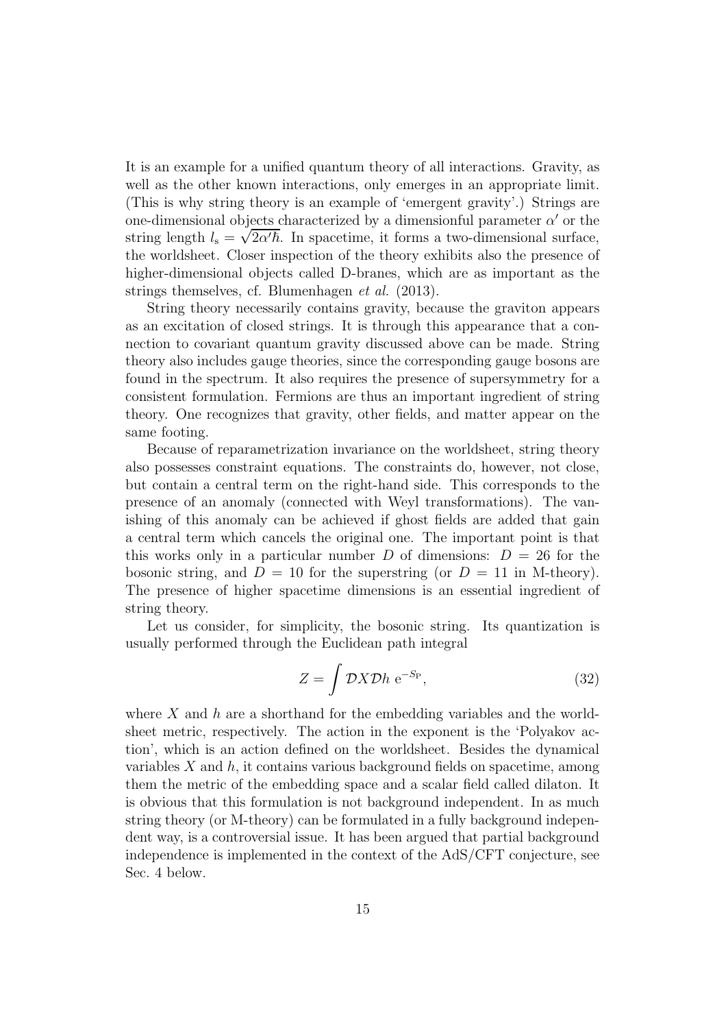It is an example for a unified quantum theory of all interactions. Gravity, as well as the other known interactions, only emerges in an appropriate limit. (This is why string theory is an example of 'emergent gravity'.) Strings are one-dimensional objects characterized by a dimensionful parameter $\alpha'$ or the string length $l_s = \sqrt{2\alpha'\hbar}$. In spacetime, it forms a two-dimensional surface, the worldsheet. Closer inspection of the theory exhibits also the presence of higher-dimensional objects called D-branes, which are as important as the strings themselves, cf. Blumenhagen *et al.* (2013).

String theory necessarily contains gravity, because the graviton appears as an excitation of closed strings. It is through this appearance that a connection to covariant quantum gravity discussed above can be made. String theory also includes gauge theories, since the corresponding gauge bosons are found in the spectrum. It also requires the presence of supersymmetry for a consistent formulation. Fermions are thus an important ingredient of string theory. One recognizes that gravity, other fields, and matter appear on the same footing.

Because of reparametrization invariance on the worldsheet, string theory also possesses constraint equations. The constraints do, however, not close, but contain a central term on the right-hand side. This corresponds to the presence of an anomaly (connected with Weyl transformations). The vanishing of this anomaly can be achieved if ghost fields are added that gain a central term which cancels the original one. The important point is that this works only in a particular number $D$ of dimensions: $D = 26$ for the bosonic string, and $D = 10$ for the superstring (or $D = 11$ in M-theory). The presence of higher spacetime dimensions is an essential ingredient of string theory.

Let us consider, for simplicity, the bosonic string. Its quantization is usually performed through the Euclidean path integral

$$Z = \int \mathcal{D}X\mathcal{D}h \; \mathrm{e}^{-S_{\mathrm{P}}}, \tag{32}$$

where $X$ and $h$ are a shorthand for the embedding variables and the worldsheet metric, respectively. The action in the exponent is the 'Polyakov action', which is an action defined on the worldsheet. Besides the dynamical variables $X$ and $h$, it contains various background fields on spacetime, among them the metric of the embedding space and a scalar field called dilaton. It is obvious that this formulation is not background independent. In as much string theory (or M-theory) can be formulated in a fully background independent way, is a controversial issue. It has been argued that partial background independence is implemented in the context of the AdS/CFT conjecture, see Sec. 4 below.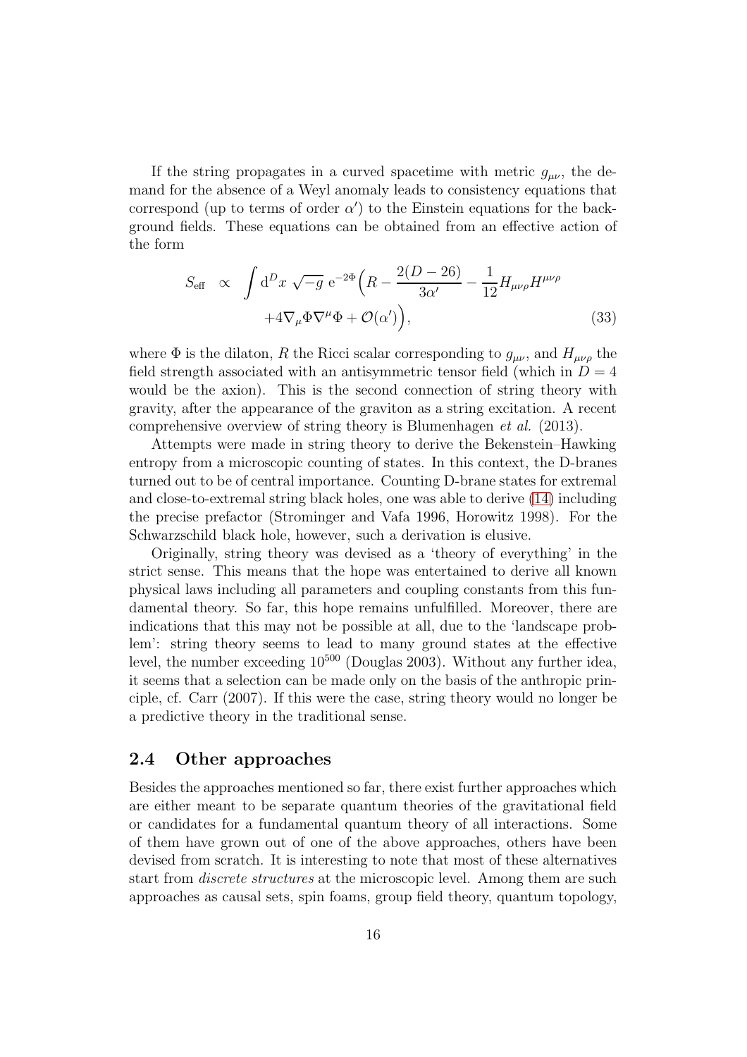If the string propagates in a curved spacetime with metric $g_{\mu\nu}$, the demand for the absence of a Weyl anomaly leads to consistency equations that correspond (up to terms of order $\alpha'$) to the Einstein equations for the background fields. These equations can be obtained from an effective action of the form

$$
\begin{aligned}
S_{\text{eff}} \;\propto\; & \int \mathrm{d}^D x \,\sqrt{-g}\; \mathrm{e}^{-2\Phi}\Big(R - \frac{2(D-26)}{3\alpha'} - \frac{1}{12}H_{\mu\nu\rho}H^{\mu\nu\rho} \\
& + 4\nabla_\mu \Phi \nabla^\mu \Phi + \mathcal{O}(\alpha')\Big),
\end{aligned}
\tag{33}
$$

where $\Phi$ is the dilaton, $R$ the Ricci scalar corresponding to $g_{\mu\nu}$, and $H_{\mu\nu\rho}$ the field strength associated with an antisymmetric tensor field (which in $D = 4$ would be the axion). This is the second connection of string theory with gravity, after the appearance of the graviton as a string excitation. A recent comprehensive overview of string theory is Blumenhagen *et al.* (2013).

Attempts were made in string theory to derive the Bekenstein–Hawking entropy from a microscopic counting of states. In this context, the D-branes turned out to be of central importance. Counting D-brane states for extremal and close-to-extremal string black holes, one was able to derive (14) including the precise prefactor (Strominger and Vafa 1996, Horowitz 1998). For the Schwarzschild black hole, however, such a derivation is elusive.

Originally, string theory was devised as a 'theory of everything' in the strict sense. This means that the hope was entertained to derive all known physical laws including all parameters and coupling constants from this fundamental theory. So far, this hope remains unfulfilled. Moreover, there are indications that this may not be possible at all, due to the 'landscape problem': string theory seems to lead to many ground states at the effective level, the number exceeding $10^{500}$ (Douglas 2003). Without any further idea, it seems that a selection can be made only on the basis of the anthropic principle, cf. Carr (2007). If this were the case, string theory would no longer be a predictive theory in the traditional sense.

## 2.4 Other approaches

Besides the approaches mentioned so far, there exist further approaches which are either meant to be separate quantum theories of the gravitational field or candidates for a fundamental quantum theory of all interactions. Some of them have grown out of one of the above approaches, others have been devised from scratch. It is interesting to note that most of these alternatives start from *discrete structures* at the microscopic level. Among them are such approaches as causal sets, spin foams, group field theory, quantum topology,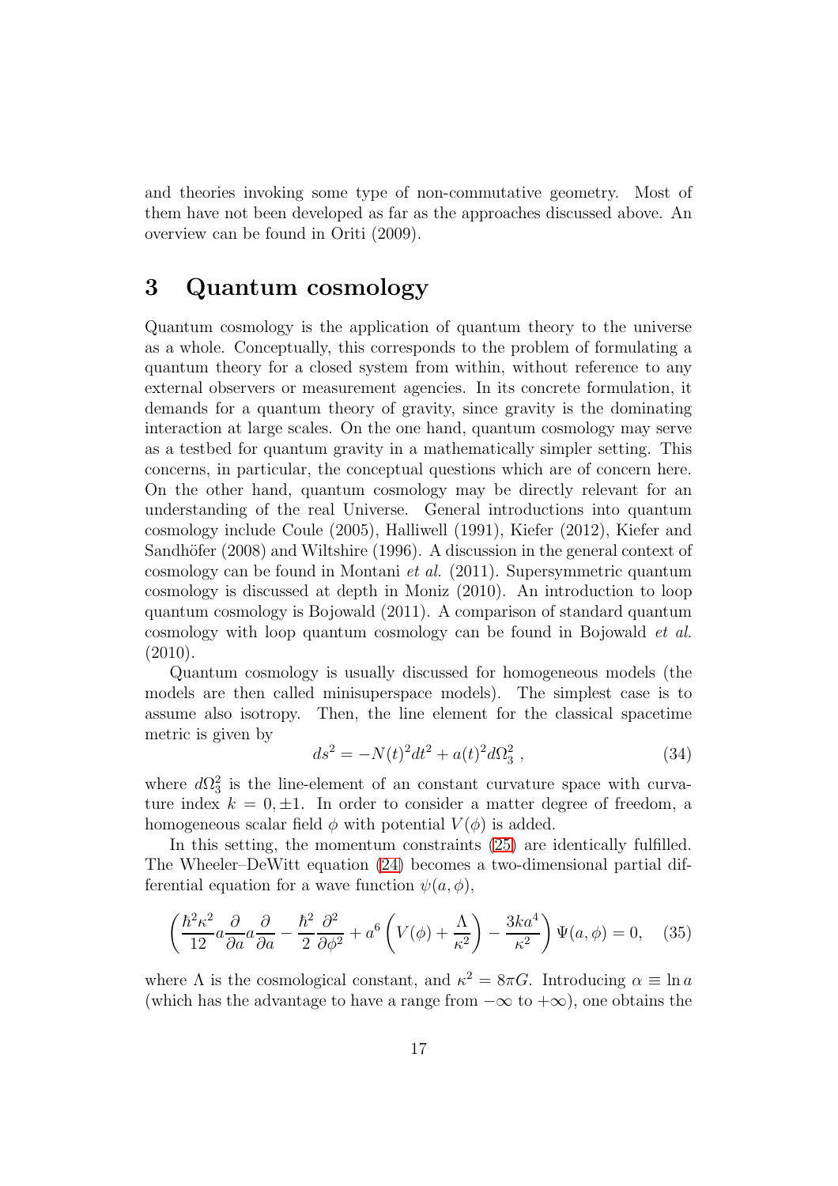and theories invoking some type of non-commutative geometry. Most of them have not been developed as far as the approaches discussed above. An overview can be found in Oriti (2009).

# 3 Quantum cosmology

Quantum cosmology is the application of quantum theory to the universe as a whole. Conceptually, this corresponds to the problem of formulating a quantum theory for a closed system from within, without reference to any external observers or measurement agencies. In its concrete formulation, it demands for a quantum theory of gravity, since gravity is the dominating interaction at large scales. On the one hand, quantum cosmology may serve as a testbed for quantum gravity in a mathematically simpler setting. This concerns, in particular, the conceptual questions which are of concern here. On the other hand, quantum cosmology may be directly relevant for an understanding of the real Universe. General introductions into quantum cosmology include Coule (2005), Halliwell (1991), Kiefer (2012), Kiefer and Sandhöfer (2008) and Wiltshire (1996). A discussion in the general context of cosmology can be found in Montani *et al.* (2011). Supersymmetric quantum cosmology is discussed at depth in Moniz (2010). An introduction to loop quantum cosmology is Bojowald (2011). A comparison of standard quantum cosmology with loop quantum cosmology can be found in Bojowald *et al.* (2010).

Quantum cosmology is usually discussed for homogeneous models (the models are then called minisuperspace models). The simplest case is to assume also isotropy. Then, the line element for the classical spacetime metric is given by

$$ds^2 = -N(t)^2 dt^2 + a(t)^2 d\Omega_3^2 \,, \tag{34}$$

where $d\Omega_3^2$ is the line-element of an constant curvature space with curvature index $k = 0, \pm 1$. In order to consider a matter degree of freedom, a homogeneous scalar field $\phi$ with potential $V(\phi)$ is added.

In this setting, the momentum constraints (25) are identically fulfilled. The Wheeler–DeWitt equation (24) becomes a two-dimensional partial differential equation for a wave function $\psi(a, \phi)$,

$$\left( \frac{\hbar^2 \kappa^2}{12} a \frac{\partial}{\partial a} a \frac{\partial}{\partial a} - \frac{\hbar^2}{2} \frac{\partial^2}{\partial \phi^2} + a^6 \left( V(\phi) + \frac{\Lambda}{\kappa^2} \right) - \frac{3 k a^4}{\kappa^2} \right) \Psi(a, \phi) = 0, \tag{35}$$

where $\Lambda$ is the cosmological constant, and $\kappa^2 = 8\pi G$. Introducing $\alpha \equiv \ln a$ (which has the advantage to have a range from $-\infty$ to $+\infty$), one obtains the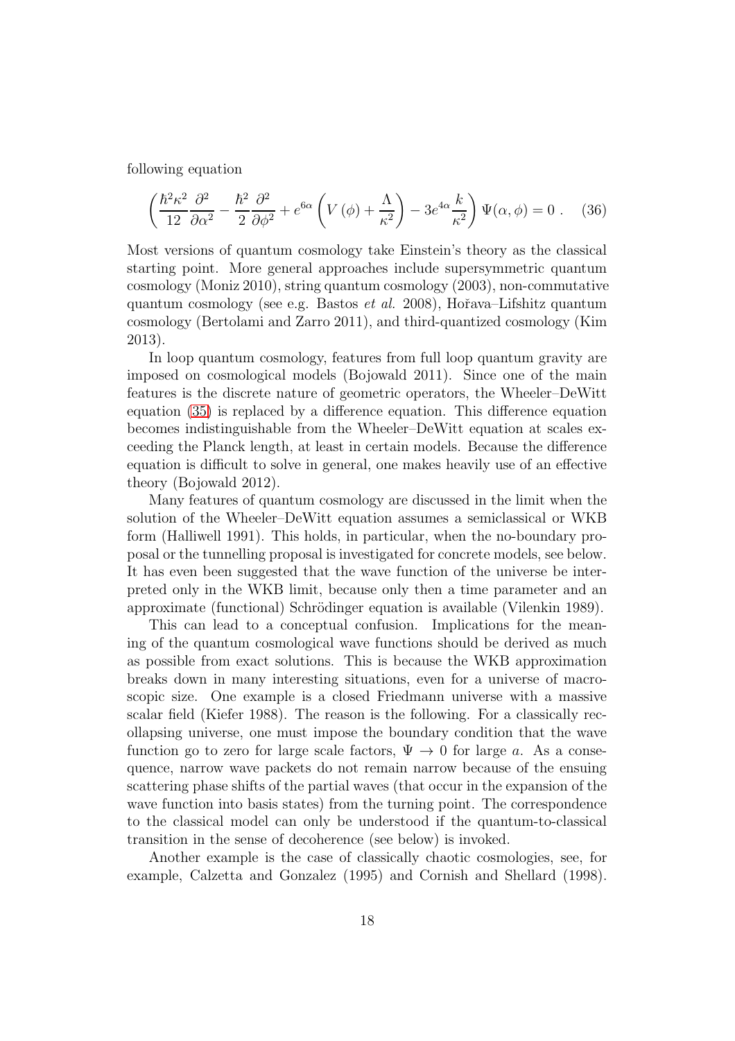following equation

$$\left(\frac{\hbar^2\kappa^2}{12}\frac{\partial^2}{\partial\alpha^2} - \frac{\hbar^2}{2}\frac{\partial^2}{\partial\phi^2} + e^{6\alpha}\left(V\left(\phi\right) + \frac{\Lambda}{\kappa^2}\right) - 3e^{4\alpha}\frac{k}{\kappa^2}\right)\Psi(\alpha,\phi) = 0 \ . \quad (36)$$

Most versions of quantum cosmology take Einstein's theory as the classical starting point. More general approaches include supersymmetric quantum cosmology (Moniz 2010), string quantum cosmology (2003), non-commutative quantum cosmology (see e.g. Bastos *et al.* 2008), Hořava–Lifshitz quantum cosmology (Bertolami and Zarro 2011), and third-quantized cosmology (Kim 2013).

In loop quantum cosmology, features from full loop quantum gravity are imposed on cosmological models (Bojowald 2011). Since one of the main features is the discrete nature of geometric operators, the Wheeler–DeWitt equation (35) is replaced by a difference equation. This difference equation becomes indistinguishable from the Wheeler–DeWitt equation at scales exceeding the Planck length, at least in certain models. Because the difference equation is difficult to solve in general, one makes heavily use of an effective theory (Bojowald 2012).

Many features of quantum cosmology are discussed in the limit when the solution of the Wheeler–DeWitt equation assumes a semiclassical or WKB form (Halliwell 1991). This holds, in particular, when the no-boundary proposal or the tunnelling proposal is investigated for concrete models, see below. It has even been suggested that the wave function of the universe be interpreted only in the WKB limit, because only then a time parameter and an approximate (functional) Schrödinger equation is available (Vilenkin 1989).

This can lead to a conceptual confusion. Implications for the meaning of the quantum cosmological wave functions should be derived as much as possible from exact solutions. This is because the WKB approximation breaks down in many interesting situations, even for a universe of macroscopic size. One example is a closed Friedmann universe with a massive scalar field (Kiefer 1988). The reason is the following. For a classically recollapsing universe, one must impose the boundary condition that the wave function go to zero for large scale factors, $\Psi \to 0$ for large $a$. As a consequence, narrow wave packets do not remain narrow because of the ensuing scattering phase shifts of the partial waves (that occur in the expansion of the wave function into basis states) from the turning point. The correspondence to the classical model can only be understood if the quantum-to-classical transition in the sense of decoherence (see below) is invoked.

Another example is the case of classically chaotic cosmologies, see, for example, Calzetta and Gonzalez (1995) and Cornish and Shellard (1998).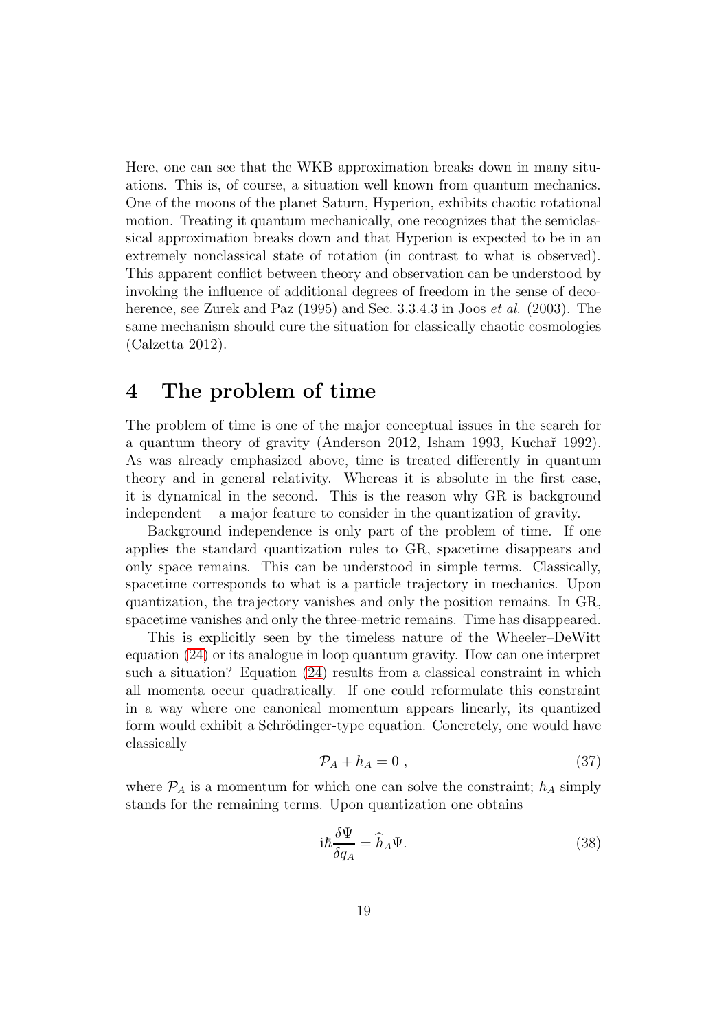Here, one can see that the WKB approximation breaks down in many situations. This is, of course, a situation well known from quantum mechanics. One of the moons of the planet Saturn, Hyperion, exhibits chaotic rotational motion. Treating it quantum mechanically, one recognizes that the semiclassical approximation breaks down and that Hyperion is expected to be in an extremely nonclassical state of rotation (in contrast to what is observed). This apparent conflict between theory and observation can be understood by invoking the influence of additional degrees of freedom in the sense of decoherence, see Zurek and Paz (1995) and Sec. 3.3.4.3 in Joos *et al.* (2003). The same mechanism should cure the situation for classically chaotic cosmologies (Calzetta 2012).

# 4 The problem of time

The problem of time is one of the major conceptual issues in the search for a quantum theory of gravity (Anderson 2012, Isham 1993, Kuchař 1992). As was already emphasized above, time is treated differently in quantum theory and in general relativity. Whereas it is absolute in the first case, it is dynamical in the second. This is the reason why GR is background independent – a major feature to consider in the quantization of gravity.

Background independence is only part of the problem of time. If one applies the standard quantization rules to GR, spacetime disappears and only space remains. This can be understood in simple terms. Classically, spacetime corresponds to what is a particle trajectory in mechanics. Upon quantization, the trajectory vanishes and only the position remains. In GR, spacetime vanishes and only the three-metric remains. Time has disappeared.

This is explicitly seen by the timeless nature of the Wheeler–DeWitt equation (24) or its analogue in loop quantum gravity. How can one interpret such a situation? Equation (24) results from a classical constraint in which all momenta occur quadratically. If one could reformulate this constraint in a way where one canonical momentum appears linearly, its quantized form would exhibit a Schrödinger-type equation. Concretely, one would have classically

$$\mathcal{P}_A + h_A = 0 \ , \tag{37}$$

where $\mathcal{P}_A$ is a momentum for which one can solve the constraint; $h_A$ simply stands for the remaining terms. Upon quantization one obtains

$$\mathrm{i}\hbar \frac{\delta \Psi}{\delta q_A} = \widehat{h}_A \Psi. \tag{38}$$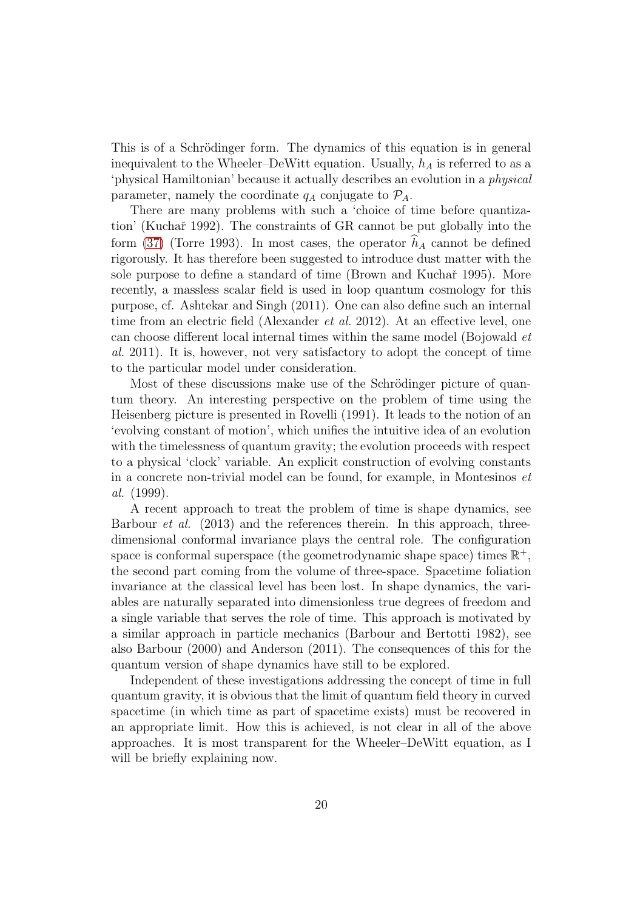This is of a Schrödinger form. The dynamics of this equation is in general inequivalent to the Wheeler–DeWitt equation. Usually, $h_A$ is referred to as a 'physical Hamiltonian' because it actually describes an evolution in a *physical* parameter, namely the coordinate $q_A$ conjugate to $\mathcal{P}_A$.

There are many problems with such a 'choice of time before quantization' (Kuchař 1992). The constraints of GR cannot be put globally into the form (37) (Torre 1993). In most cases, the operator $\widehat{h}_A$ cannot be defined rigorously. It has therefore been suggested to introduce dust matter with the sole purpose to define a standard of time (Brown and Kuchař 1995). More recently, a massless scalar field is used in loop quantum cosmology for this purpose, cf. Ashtekar and Singh (2011). One can also define such an internal time from an electric field (Alexander *et al.* 2012). At an effective level, one can choose different local internal times within the same model (Bojowald *et al.* 2011). It is, however, not very satisfactory to adopt the concept of time to the particular model under consideration.

Most of these discussions make use of the Schrödinger picture of quantum theory. An interesting perspective on the problem of time using the Heisenberg picture is presented in Rovelli (1991). It leads to the notion of an 'evolving constant of motion', which unifies the intuitive idea of an evolution with the timelessness of quantum gravity; the evolution proceeds with respect to a physical 'clock' variable. An explicit construction of evolving constants in a concrete non-trivial model can be found, for example, in Montesinos *et al.* (1999).

A recent approach to treat the problem of time is shape dynamics, see Barbour *et al.* (2013) and the references therein. In this approach, three-dimensional conformal invariance plays the central role. The configuration space is conformal superspace (the geometrodynamic shape space) times $\mathbb{R}^+$, the second part coming from the volume of three-space. Spacetime foliation invariance at the classical level has been lost. In shape dynamics, the variables are naturally separated into dimensionless true degrees of freedom and a single variable that serves the role of time. This approach is motivated by a similar approach in particle mechanics (Barbour and Bertotti 1982), see also Barbour (2000) and Anderson (2011). The consequences of this for the quantum version of shape dynamics have still to be explored.

Independent of these investigations addressing the concept of time in full quantum gravity, it is obvious that the limit of quantum field theory in curved spacetime (in which time as part of spacetime exists) must be recovered in an appropriate limit. How this is achieved, is not clear in all of the above approaches. It is most transparent for the Wheeler–DeWitt equation, as I will be briefly explaining now.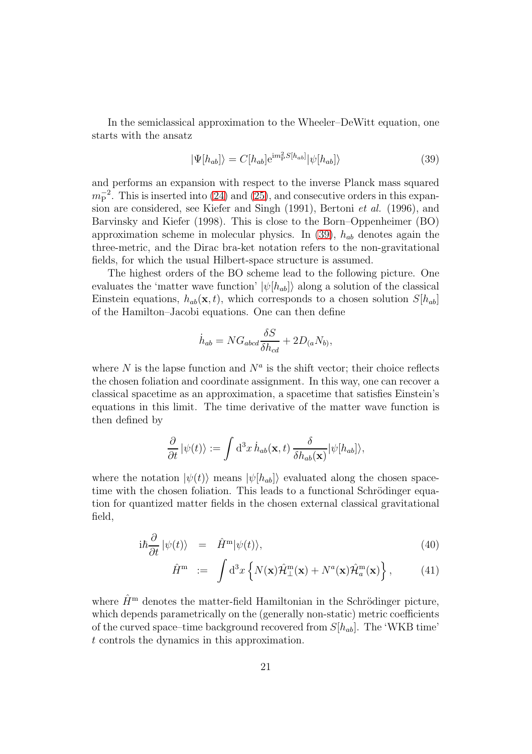In the semiclassical approximation to the Wheeler–DeWitt equation, one starts with the ansatz

$$|\Psi[h_{ab}]\rangle = C[h_{ab}]\mathrm{e}^{\mathrm{i}m_{\mathrm{P}}^2 S[h_{ab}]}|\psi[h_{ab}]\rangle \tag{39}$$

and performs an expansion with respect to the inverse Planck mass squared $m_{\mathrm{P}}^{-2}$. This is inserted into (24) and (25), and consecutive orders in this expansion are considered, see Kiefer and Singh (1991), Bertoni *et al.* (1996), and Barvinsky and Kiefer (1998). This is close to the Born–Oppenheimer (BO) approximation scheme in molecular physics. In (39), $h_{ab}$ denotes again the three-metric, and the Dirac bra-ket notation refers to the non-gravitational fields, for which the usual Hilbert-space structure is assumed.

The highest orders of the BO scheme lead to the following picture. One evaluates the 'matter wave function' $|\psi[h_{ab}]\rangle$ along a solution of the classical Einstein equations, $h_{ab}(\mathbf{x}, t)$, which corresponds to a chosen solution $S[h_{ab}]$ of the Hamilton–Jacobi equations. One can then define

$$\dot{h}_{ab} = NG_{abcd}\frac{\delta S}{\delta h_{cd}} + 2D_{(a}N_{b)},$$

where $N$ is the lapse function and $N^a$ is the shift vector; their choice reflects the chosen foliation and coordinate assignment. In this way, one can recover a classical spacetime as an approximation, a spacetime that satisfies Einstein's equations in this limit. The time derivative of the matter wave function is then defined by

$$\frac{\partial}{\partial t}|\psi(t)\rangle := \int \mathrm{d}^3x\, \dot{h}_{ab}(\mathbf{x}, t)\, \frac{\delta}{\delta h_{ab}(\mathbf{x})}|\psi[h_{ab}]\rangle,$$

where the notation $|\psi(t)\rangle$ means $|\psi[h_{ab}]\rangle$ evaluated along the chosen spacetime with the chosen foliation. This leads to a functional Schrödinger equation for quantized matter fields in the chosen external classical gravitational field,

$$\mathrm{i}\hbar\frac{\partial}{\partial t}|\psi(t)\rangle = \hat{H}^{\mathrm{m}}|\psi(t)\rangle, \tag{40}$$

$$\hat{H}^{\mathrm{m}} := \int \mathrm{d}^3x \left\{ N(\mathbf{x})\hat{\mathcal{H}}_{\perp}^{\mathrm{m}}(\mathbf{x}) + N^a(\mathbf{x})\hat{\mathcal{H}}_a^{\mathrm{m}}(\mathbf{x}) \right\}, \tag{41}$$

where $\hat{H}^{\mathrm{m}}$ denotes the matter-field Hamiltonian in the Schrödinger picture, which depends parametrically on the (generally non-static) metric coefficients of the curved space–time background recovered from $S[h_{ab}]$. The 'WKB time' $t$ controls the dynamics in this approximation.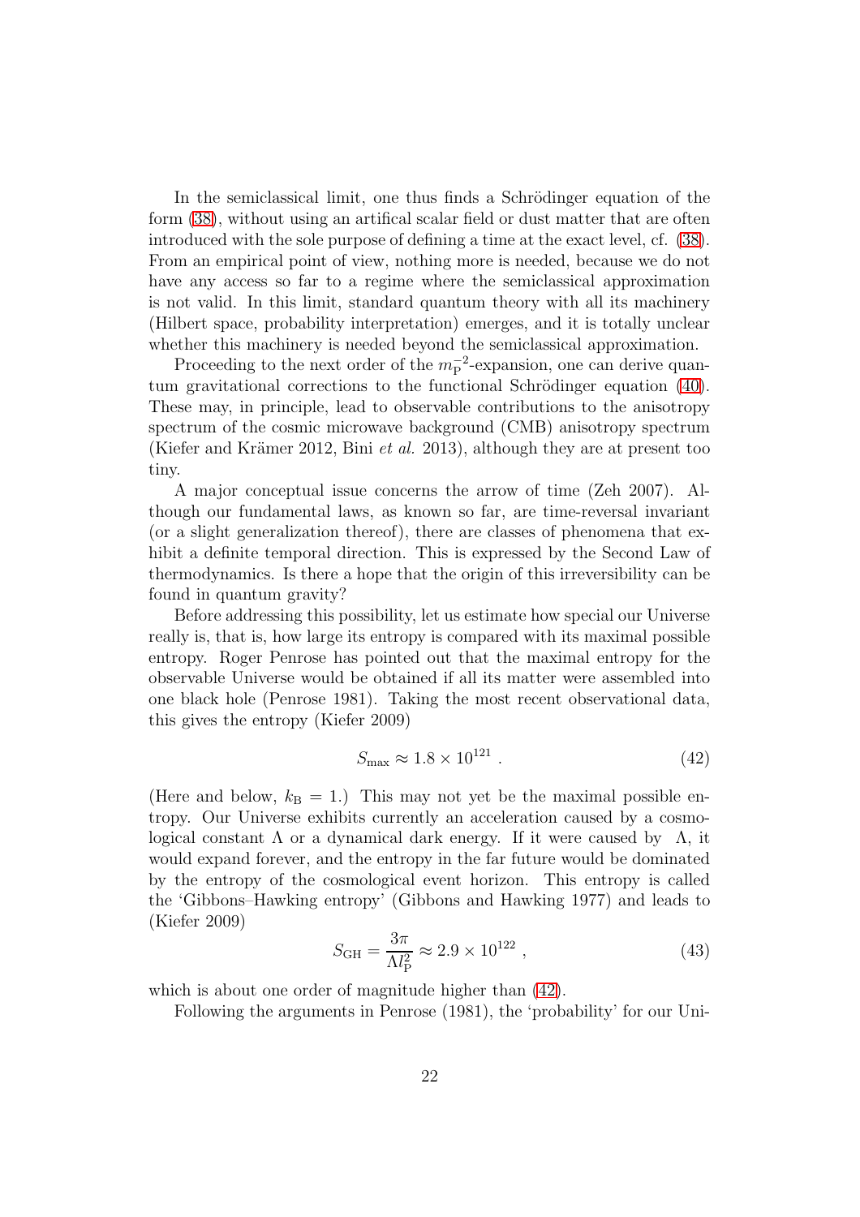In the semiclassical limit, one thus finds a Schrödinger equation of the form (38), without using an artifical scalar field or dust matter that are often introduced with the sole purpose of defining a time at the exact level, cf. (38). From an empirical point of view, nothing more is needed, because we do not have any access so far to a regime where the semiclassical approximation is not valid. In this limit, standard quantum theory with all its machinery (Hilbert space, probability interpretation) emerges, and it is totally unclear whether this machinery is needed beyond the semiclassical approximation.

Proceeding to the next order of the $m_{\rm P}^{-2}$-expansion, one can derive quantum gravitational corrections to the functional Schrödinger equation (40). These may, in principle, lead to observable contributions to the anisotropy spectrum of the cosmic microwave background (CMB) anisotropy spectrum (Kiefer and Krämer 2012, Bini *et al.* 2013), although they are at present too tiny.

A major conceptual issue concerns the arrow of time (Zeh 2007). Although our fundamental laws, as known so far, are time-reversal invariant (or a slight generalization thereof), there are classes of phenomena that exhibit a definite temporal direction. This is expressed by the Second Law of thermodynamics. Is there a hope that the origin of this irreversibility can be found in quantum gravity?

Before addressing this possibility, let us estimate how special our Universe really is, that is, how large its entropy is compared with its maximal possible entropy. Roger Penrose has pointed out that the maximal entropy for the observable Universe would be obtained if all its matter were assembled into one black hole (Penrose 1981). Taking the most recent observational data, this gives the entropy (Kiefer 2009)

$$S_{\rm max} \approx 1.8 \times 10^{121} \ . \tag{42}$$

(Here and below, $k_{\rm B} = 1$.) This may not yet be the maximal possible entropy. Our Universe exhibits currently an acceleration caused by a cosmological constant $\Lambda$ or a dynamical dark energy. If it were caused by $\Lambda$, it would expand forever, and the entropy in the far future would be dominated by the entropy of the cosmological event horizon. This entropy is called the 'Gibbons–Hawking entropy' (Gibbons and Hawking 1977) and leads to (Kiefer 2009)

$$S_{\rm GH} = \frac{3\pi}{\Lambda l_{\rm P}^2} \approx 2.9 \times 10^{122} \ , \tag{43}$$

which is about one order of magnitude higher than (42).

Following the arguments in Penrose (1981), the 'probability' for our Uni-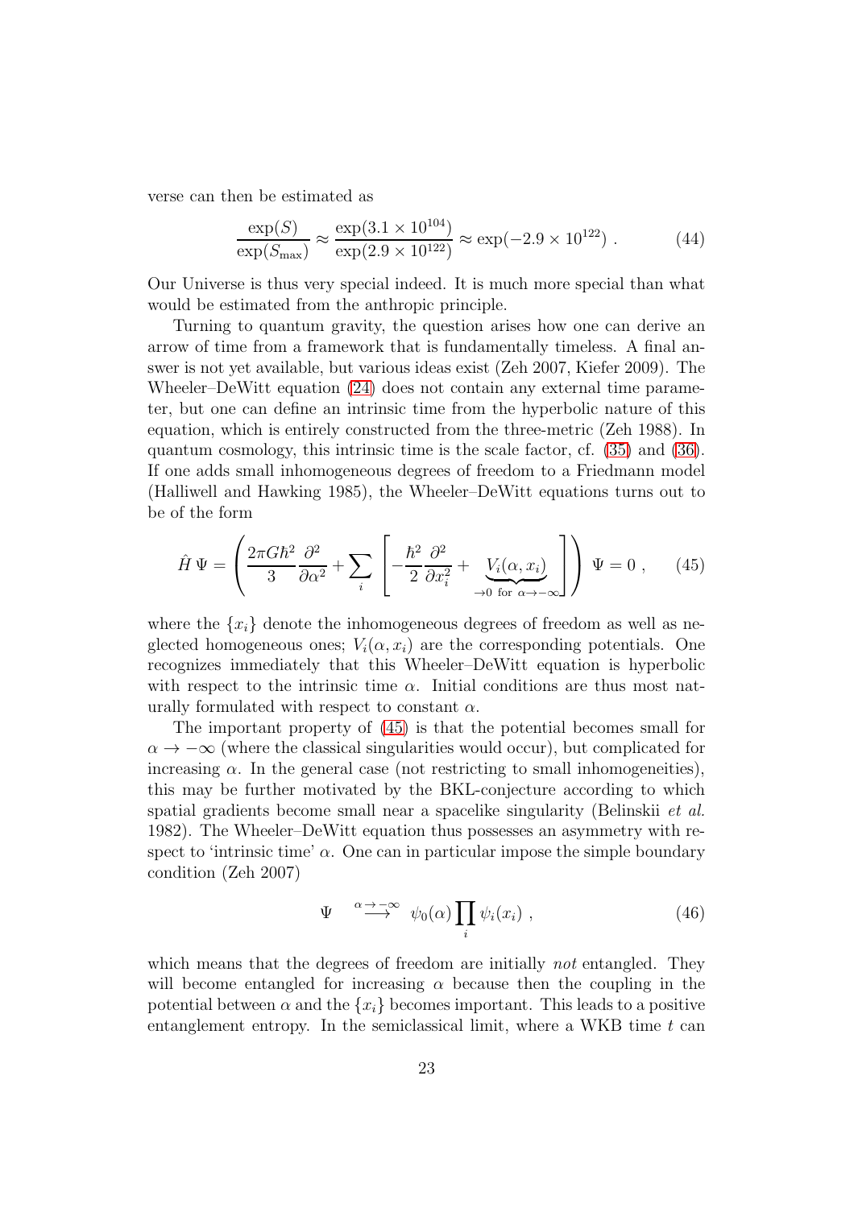verse can then be estimated as

$$\frac{\exp(S)}{\exp(S_{\max})} \approx \frac{\exp(3.1 \times 10^{104})}{\exp(2.9 \times 10^{122})} \approx \exp(-2.9 \times 10^{122}) \ . \tag{44}$$

Our Universe is thus very special indeed. It is much more special than what would be estimated from the anthropic principle.

Turning to quantum gravity, the question arises how one can derive an arrow of time from a framework that is fundamentally timeless. A final answer is not yet available, but various ideas exist (Zeh 2007, Kiefer 2009). The Wheeler–DeWitt equation (24) does not contain any external time parameter, but one can define an intrinsic time from the hyperbolic nature of this equation, which is entirely constructed from the three-metric (Zeh 1988). In quantum cosmology, this intrinsic time is the scale factor, cf. (35) and (36). If one adds small inhomogeneous degrees of freedom to a Friedmann model (Halliwell and Hawking 1985), the Wheeler–DeWitt equations turns out to be of the form

$$\hat{H}\,\Psi = \left( \frac{2\pi G\hbar^2}{3}\frac{\partial^2}{\partial\alpha^2} + \sum_i \left[ -\frac{\hbar^2}{2}\frac{\partial^2}{\partial x_i^2} + \underbrace{V_i(\alpha, x_i)}_{\to 0 \text{ for } \alpha\to-\infty} \right] \right) \Psi = 0 \ , \tag{45}$$

where the $\{x_i\}$ denote the inhomogeneous degrees of freedom as well as neglected homogeneous ones; $V_i(\alpha, x_i)$ are the corresponding potentials. One recognizes immediately that this Wheeler–DeWitt equation is hyperbolic with respect to the intrinsic time $\alpha$. Initial conditions are thus most naturally formulated with respect to constant $\alpha$.

The important property of (45) is that the potential becomes small for $\alpha \to -\infty$ (where the classical singularities would occur), but complicated for increasing $\alpha$. In the general case (not restricting to small inhomogeneities), this may be further motivated by the BKL-conjecture according to which spatial gradients become small near a spacelike singularity (Belinskii *et al.* 1982). The Wheeler–DeWitt equation thus possesses an asymmetry with respect to 'intrinsic time' $\alpha$. One can in particular impose the simple boundary condition (Zeh 2007)

$$\Psi \quad \stackrel{\alpha\to-\infty}{\longrightarrow} \quad \psi_0(\alpha)\prod_i \psi_i(x_i) \ , \tag{46}$$

which means that the degrees of freedom are initially *not* entangled. They will become entangled for increasing $\alpha$ because then the coupling in the potential between $\alpha$ and the $\{x_i\}$ becomes important. This leads to a positive entanglement entropy. In the semiclassical limit, where a WKB time $t$ can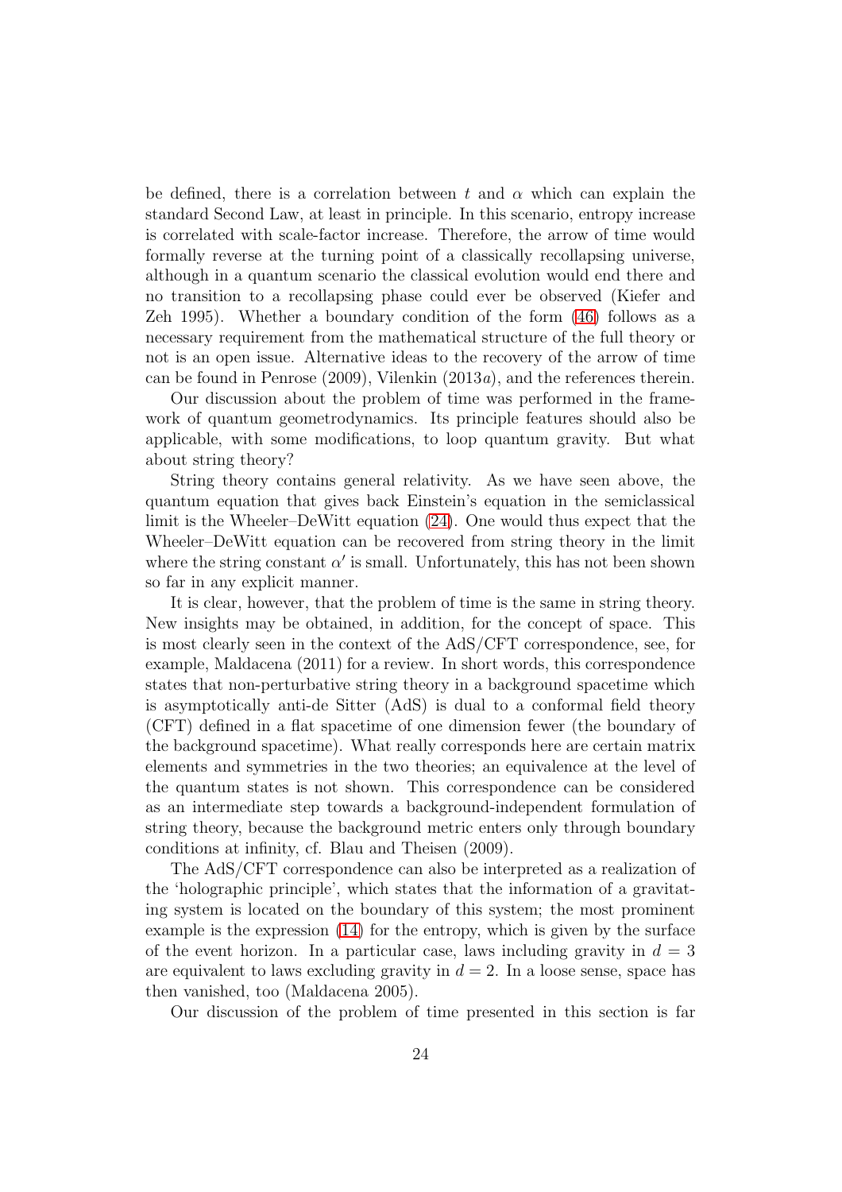be defined, there is a correlation between $t$ and $\alpha$ which can explain the standard Second Law, at least in principle. In this scenario, entropy increase is correlated with scale-factor increase. Therefore, the arrow of time would formally reverse at the turning point of a classically recollapsing universe, although in a quantum scenario the classical evolution would end there and no transition to a recollapsing phase could ever be observed (Kiefer and Zeh 1995). Whether a boundary condition of the form (46) follows as a necessary requirement from the mathematical structure of the full theory or not is an open issue. Alternative ideas to the recovery of the arrow of time can be found in Penrose (2009), Vilenkin (2013*a*), and the references therein.

Our discussion about the problem of time was performed in the framework of quantum geometrodynamics. Its principle features should also be applicable, with some modifications, to loop quantum gravity. But what about string theory?

String theory contains general relativity. As we have seen above, the quantum equation that gives back Einstein's equation in the semiclassical limit is the Wheeler–DeWitt equation (24). One would thus expect that the Wheeler–DeWitt equation can be recovered from string theory in the limit where the string constant $\alpha'$ is small. Unfortunately, this has not been shown so far in any explicit manner.

It is clear, however, that the problem of time is the same in string theory. New insights may be obtained, in addition, for the concept of space. This is most clearly seen in the context of the AdS/CFT correspondence, see, for example, Maldacena (2011) for a review. In short words, this correspondence states that non-perturbative string theory in a background spacetime which is asymptotically anti-de Sitter (AdS) is dual to a conformal field theory (CFT) defined in a flat spacetime of one dimension fewer (the boundary of the background spacetime). What really corresponds here are certain matrix elements and symmetries in the two theories; an equivalence at the level of the quantum states is not shown. This correspondence can be considered as an intermediate step towards a background-independent formulation of string theory, because the background metric enters only through boundary conditions at infinity, cf. Blau and Theisen (2009).

The AdS/CFT correspondence can also be interpreted as a realization of the 'holographic principle', which states that the information of a gravitating system is located on the boundary of this system; the most prominent example is the expression (14) for the entropy, which is given by the surface of the event horizon. In a particular case, laws including gravity in $d = 3$ are equivalent to laws excluding gravity in $d = 2$. In a loose sense, space has then vanished, too (Maldacena 2005).

Our discussion of the problem of time presented in this section is far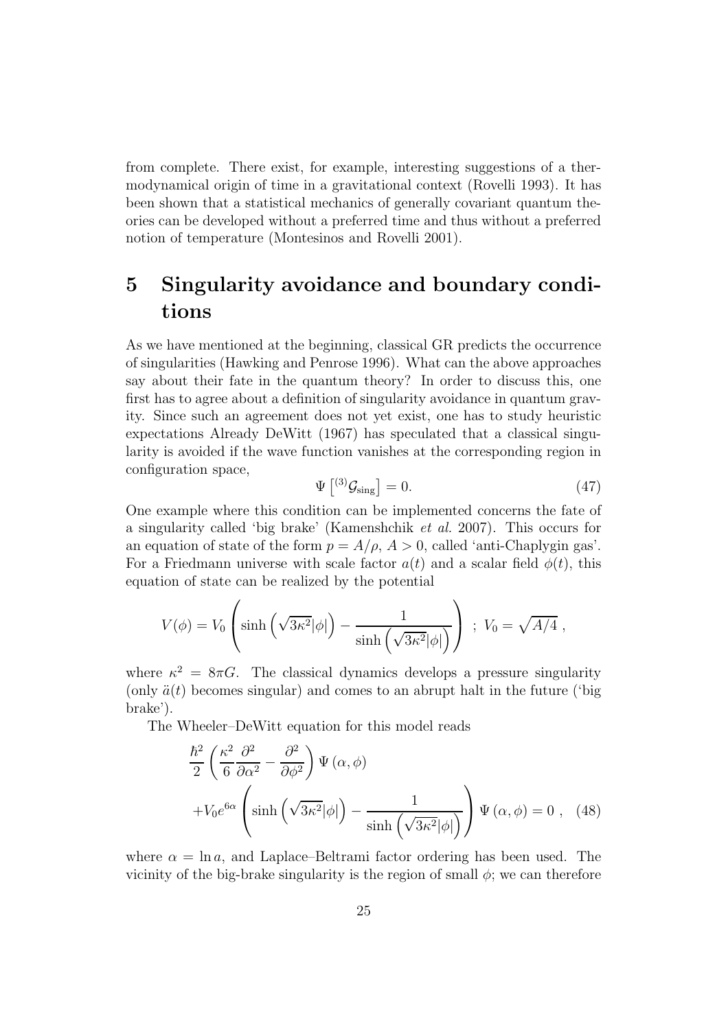from complete. There exist, for example, interesting suggestions of a thermodynamical origin of time in a gravitational context (Rovelli 1993). It has been shown that a statistical mechanics of generally covariant quantum theories can be developed without a preferred time and thus without a preferred notion of temperature (Montesinos and Rovelli 2001).

# 5 Singularity avoidance and boundary conditions

As we have mentioned at the beginning, classical GR predicts the occurrence of singularities (Hawking and Penrose 1996). What can the above approaches say about their fate in the quantum theory? In order to discuss this, one first has to agree about a definition of singularity avoidance in quantum gravity. Since such an agreement does not yet exist, one has to study heuristic expectations Already DeWitt (1967) has speculated that a classical singularity is avoided if the wave function vanishes at the corresponding region in configuration space,

$$\Psi\left[{}^{(3)}\mathcal{G}_{\rm sing}\right] = 0. \tag{47}$$

One example where this condition can be implemented concerns the fate of a singularity called 'big brake' (Kamenshchik *et al.* 2007). This occurs for an equation of state of the form $p = A/\rho$, $A > 0$, called 'anti-Chaplygin gas'. For a Friedmann universe with scale factor $a(t)$ and a scalar field $\phi(t)$, this equation of state can be realized by the potential

$$V(\phi) = V_0 \left( \sinh\left(\sqrt{3\kappa^2}|\phi|\right) - \frac{1}{\sinh\left(\sqrt{3\kappa^2}|\phi|\right)} \right) \ ; \ V_0 = \sqrt{A/4}\ ,$$

where $\kappa^2 = 8\pi G$. The classical dynamics develops a pressure singularity (only $\ddot{a}(t)$ becomes singular) and comes to an abrupt halt in the future ('big brake').

The Wheeler–DeWitt equation for this model reads

$$\begin{aligned} &\frac{\hbar^2}{2}\left(\frac{\kappa^2}{6}\frac{\partial^2}{\partial\alpha^2} - \frac{\partial^2}{\partial\phi^2}\right)\Psi\left(\alpha,\phi\right) \\ &+V_0 e^{6\alpha}\left(\sinh\left(\sqrt{3\kappa^2}|\phi|\right) - \frac{1}{\sinh\left(\sqrt{3\kappa^2}|\phi|\right)}\right)\Psi\left(\alpha,\phi\right) = 0\ , \end{aligned} \tag{48}$$

where $\alpha = \ln a$, and Laplace–Beltrami factor ordering has been used. The vicinity of the big-brake singularity is the region of small $\phi$; we can therefore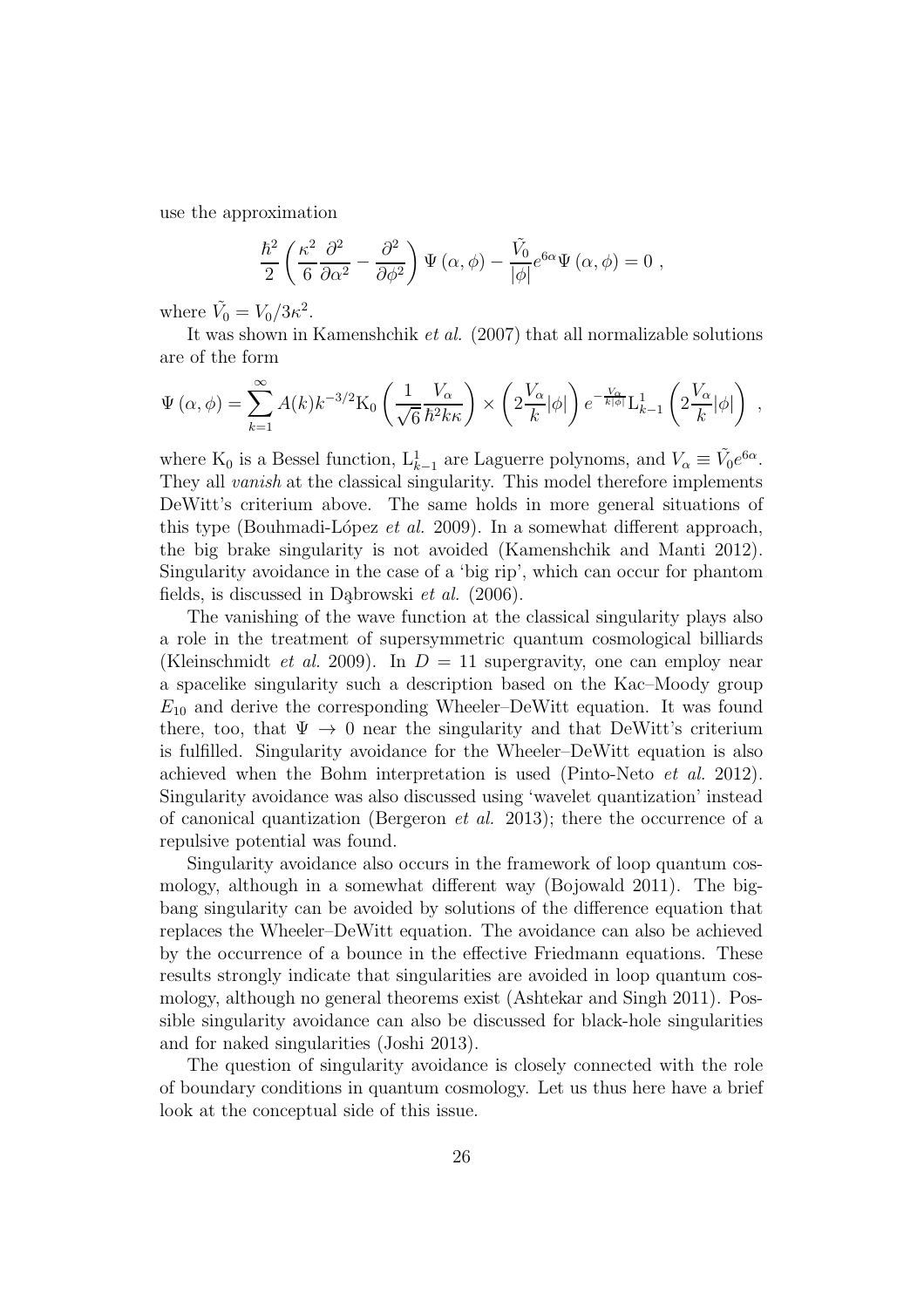use the approximation

$$\frac{\hbar^2}{2}\left(\frac{\kappa^2}{6}\frac{\partial^2}{\partial\alpha^2}-\frac{\partial^2}{\partial\phi^2}\right)\Psi\left(\alpha,\phi\right)-\frac{\tilde{V}_0}{|\phi|}e^{6\alpha}\Psi\left(\alpha,\phi\right)=0\ ,$$

where $\tilde{V}_0 = V_0/3\kappa^2$.

It was shown in Kamenshchik *et al.* (2007) that all normalizable solutions are of the form

$$\Psi\left(\alpha,\phi\right)=\sum_{k=1}^{\infty}A(k)k^{-3/2}\mathrm{K}_0\left(\frac{1}{\sqrt{6}}\frac{V_\alpha}{\hbar^2k\kappa}\right)\times\left(2\frac{V_\alpha}{k}|\phi|\right)e^{-\frac{V_\alpha}{k|\phi|}}\mathrm{L}^1_{k-1}\left(2\frac{V_\alpha}{k}|\phi|\right)\ ,$$

where $\mathrm{K}_0$ is a Bessel function, $\mathrm{L}^1_{k-1}$ are Laguerre polynoms, and $V_\alpha \equiv \tilde{V}_0 e^{6\alpha}$. They all *vanish* at the classical singularity. This model therefore implements DeWitt's criterium above. The same holds in more general situations of this type (Bouhmadi-López *et al.* 2009). In a somewhat different approach, the big brake singularity is not avoided (Kamenshchik and Manti 2012). Singularity avoidance in the case of a 'big rip', which can occur for phantom fields, is discussed in Dąbrowski *et al.* (2006).

The vanishing of the wave function at the classical singularity plays also a role in the treatment of supersymmetric quantum cosmological billiards (Kleinschmidt *et al.* 2009). In $D = 11$ supergravity, one can employ near a spacelike singularity such a description based on the Kac–Moody group $E_{10}$ and derive the corresponding Wheeler–DeWitt equation. It was found there, too, that $\Psi \to 0$ near the singularity and that DeWitt's criterium is fulfilled. Singularity avoidance for the Wheeler–DeWitt equation is also achieved when the Bohm interpretation is used (Pinto-Neto *et al.* 2012). Singularity avoidance was also discussed using 'wavelet quantization' instead of canonical quantization (Bergeron *et al.* 2013); there the occurrence of a repulsive potential was found.

Singularity avoidance also occurs in the framework of loop quantum cosmology, although in a somewhat different way (Bojowald 2011). The big-bang singularity can be avoided by solutions of the difference equation that replaces the Wheeler–DeWitt equation. The avoidance can also be achieved by the occurrence of a bounce in the effective Friedmann equations. These results strongly indicate that singularities are avoided in loop quantum cosmology, although no general theorems exist (Ashtekar and Singh 2011). Possible singularity avoidance can also be discussed for black-hole singularities and for naked singularities (Joshi 2013).

The question of singularity avoidance is closely connected with the role of boundary conditions in quantum cosmology. Let us thus here have a brief look at the conceptual side of this issue.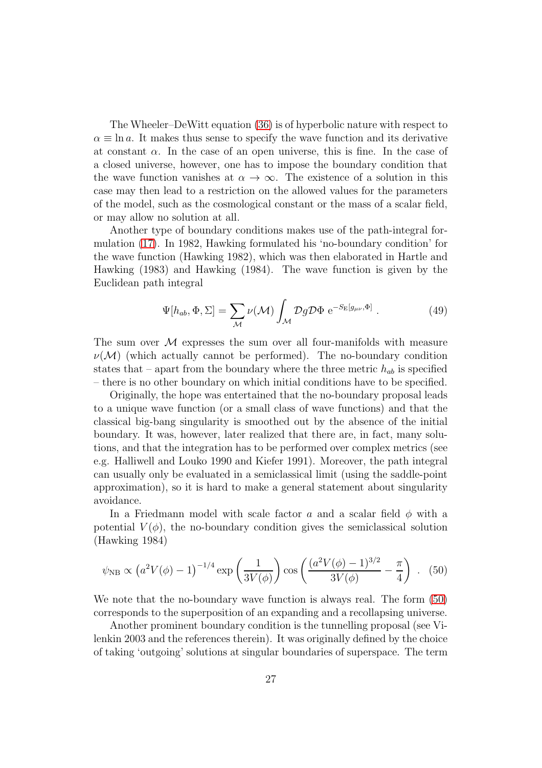The Wheeler–DeWitt equation (36) is of hyperbolic nature with respect to $\alpha \equiv \ln a$. It makes thus sense to specify the wave function and its derivative at constant $\alpha$. In the case of an open universe, this is fine. In the case of a closed universe, however, one has to impose the boundary condition that the wave function vanishes at $\alpha \to \infty$. The existence of a solution in this case may then lead to a restriction on the allowed values for the parameters of the model, such as the cosmological constant or the mass of a scalar field, or may allow no solution at all.

Another type of boundary conditions makes use of the path-integral formulation (17). In 1982, Hawking formulated his 'no-boundary condition' for the wave function (Hawking 1982), which was then elaborated in Hartle and Hawking (1983) and Hawking (1984). The wave function is given by the Euclidean path integral

$$\Psi[h_{ab}, \Phi, \Sigma] = \sum_{\mathcal{M}} \nu(\mathcal{M}) \int_{\mathcal{M}} \mathcal{D}g\mathcal{D}\Phi \ \mathrm{e}^{-S_{\mathrm{E}}[g_{\mu\nu},\Phi]} \ . \tag{49}$$

The sum over $\mathcal{M}$ expresses the sum over all four-manifolds with measure $\nu(\mathcal{M})$ (which actually cannot be performed). The no-boundary condition states that – apart from the boundary where the three metric $h_{ab}$ is specified – there is no other boundary on which initial conditions have to be specified.

Originally, the hope was entertained that the no-boundary proposal leads to a unique wave function (or a small class of wave functions) and that the classical big-bang singularity is smoothed out by the absence of the initial boundary. It was, however, later realized that there are, in fact, many solutions, and that the integration has to be performed over complex metrics (see e.g. Halliwell and Louko 1990 and Kiefer 1991). Moreover, the path integral can usually only be evaluated in a semiclassical limit (using the saddle-point approximation), so it is hard to make a general statement about singularity avoidance.

In a Friedmann model with scale factor $a$ and a scalar field $\phi$ with a potential $V(\phi)$, the no-boundary condition gives the semiclassical solution (Hawking 1984)

$$\psi_{\mathrm{NB}} \propto \left(a^2V(\phi)-1\right)^{-1/4} \exp\left(\frac{1}{3V(\phi)}\right) \cos\left(\frac{(a^2V(\phi)-1)^{3/2}}{3V(\phi)} - \frac{\pi}{4}\right) \ . \tag{50}$$

We note that the no-boundary wave function is always real. The form (50) corresponds to the superposition of an expanding and a recollapsing universe.

Another prominent boundary condition is the tunnelling proposal (see Vilenkin 2003 and the references therein). It was originally defined by the choice of taking 'outgoing' solutions at singular boundaries of superspace. The term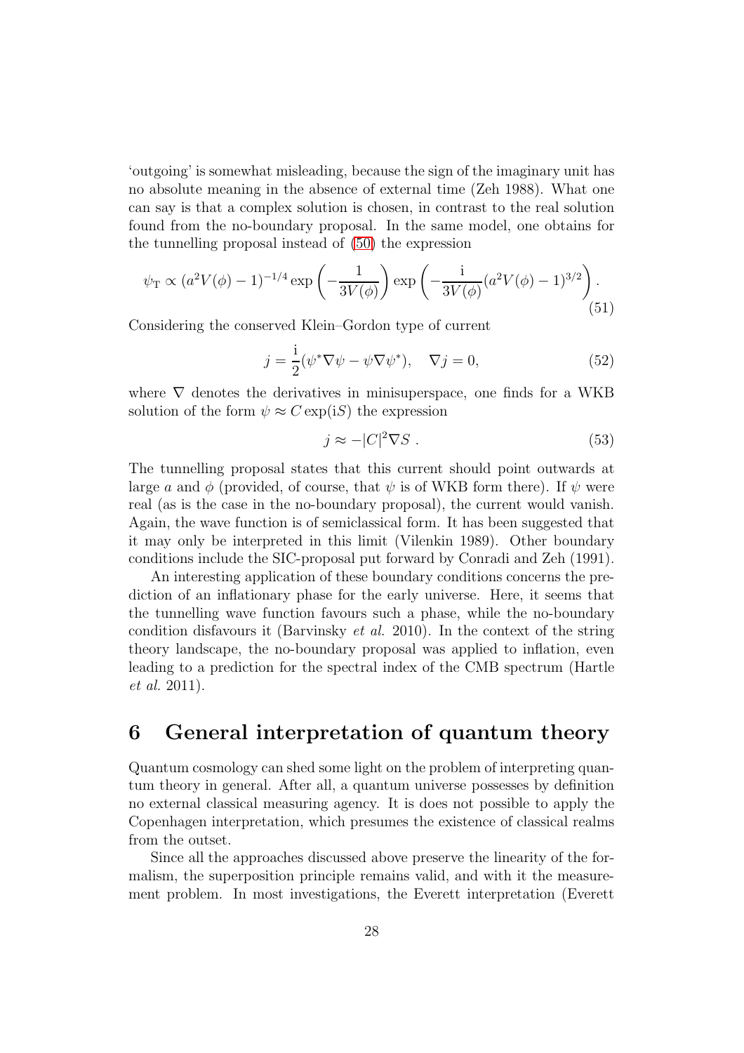'outgoing' is somewhat misleading, because the sign of the imaginary unit has no absolute meaning in the absence of external time (Zeh 1988). What one can say is that a complex solution is chosen, in contrast to the real solution found from the no-boundary proposal. In the same model, one obtains for the tunnelling proposal instead of (50) the expression

$$\psi_{\rm T} \propto (a^2V(\phi)-1)^{-1/4}\exp\left(-\frac{1}{3V(\phi)}\right)\exp\left(-\frac{\rm i}{3V(\phi)}(a^2V(\phi)-1)^{3/2}\right). \tag{51}$$

Considering the conserved Klein–Gordon type of current

$$j = \frac{\rm i}{2}(\psi^*\nabla\psi - \psi\nabla\psi^*), \quad \nabla j = 0, \tag{52}$$

where $\nabla$ denotes the derivatives in minisuperspace, one finds for a WKB solution of the form $\psi \approx C\exp({\rm i}S)$ the expression

$$j \approx -|C|^2\nabla S \ . \tag{53}$$

The tunnelling proposal states that this current should point outwards at large $a$ and $\phi$ (provided, of course, that $\psi$ is of WKB form there). If $\psi$ were real (as is the case in the no-boundary proposal), the current would vanish. Again, the wave function is of semiclassical form. It has been suggested that it may only be interpreted in this limit (Vilenkin 1989). Other boundary conditions include the SIC-proposal put forward by Conradi and Zeh (1991).

An interesting application of these boundary conditions concerns the prediction of an inflationary phase for the early universe. Here, it seems that the tunnelling wave function favours such a phase, while the no-boundary condition disfavours it (Barvinsky *et al.* 2010). In the context of the string theory landscape, the no-boundary proposal was applied to inflation, even leading to a prediction for the spectral index of the CMB spectrum (Hartle *et al.* 2011).

# 6 General interpretation of quantum theory

Quantum cosmology can shed some light on the problem of interpreting quantum theory in general. After all, a quantum universe possesses by definition no external classical measuring agency. It is does not possible to apply the Copenhagen interpretation, which presumes the existence of classical realms from the outset.

Since all the approaches discussed above preserve the linearity of the formalism, the superposition principle remains valid, and with it the measurement problem. In most investigations, the Everett interpretation (Everett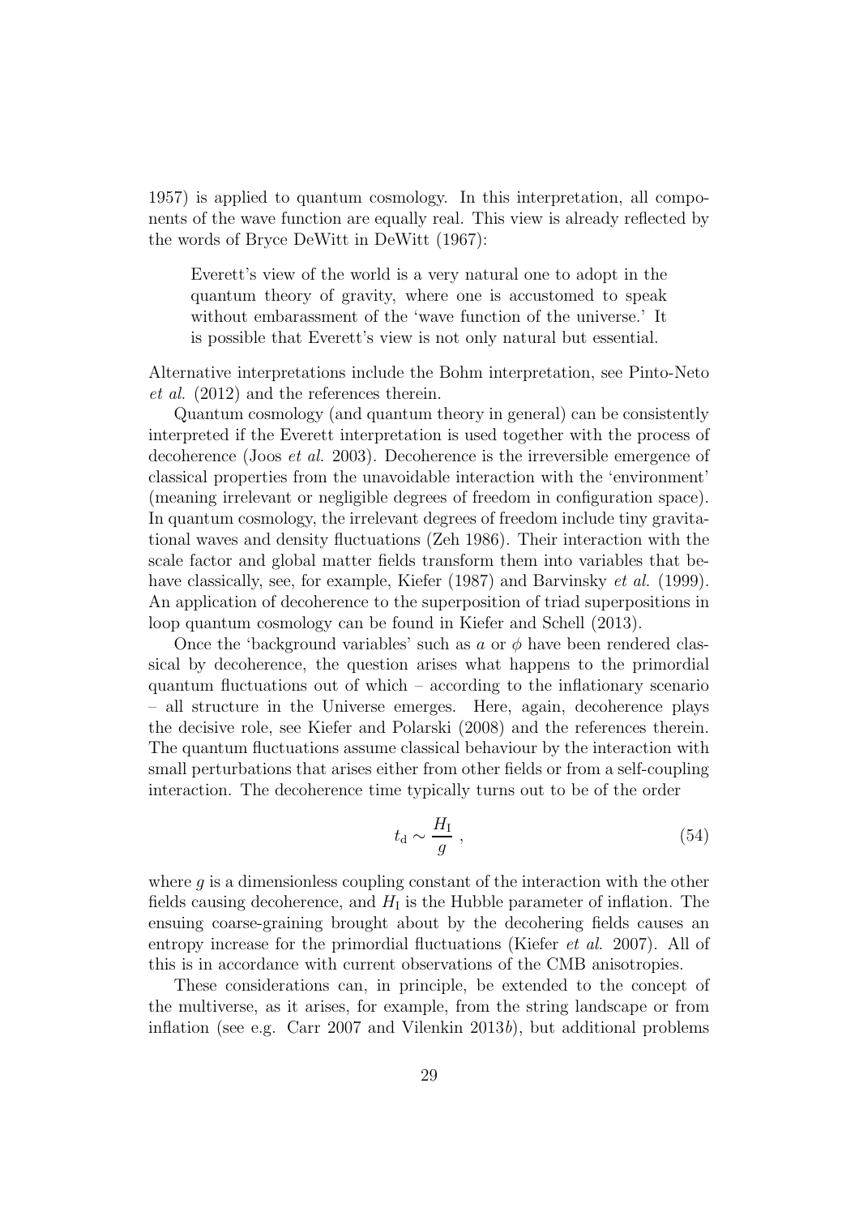1957) is applied to quantum cosmology. In this interpretation, all components of the wave function are equally real. This view is already reflected by the words of Bryce DeWitt in DeWitt (1967):

> Everett's view of the world is a very natural one to adopt in the quantum theory of gravity, where one is accustomed to speak without embarassment of the 'wave function of the universe.' It is possible that Everett's view is not only natural but essential.

Alternative interpretations include the Bohm interpretation, see Pinto-Neto *et al.* (2012) and the references therein.

Quantum cosmology (and quantum theory in general) can be consistently interpreted if the Everett interpretation is used together with the process of decoherence (Joos *et al.* 2003). Decoherence is the irreversible emergence of classical properties from the unavoidable interaction with the 'environment' (meaning irrelevant or negligible degrees of freedom in configuration space). In quantum cosmology, the irrelevant degrees of freedom include tiny gravitational waves and density fluctuations (Zeh 1986). Their interaction with the scale factor and global matter fields transform them into variables that behave classically, see, for example, Kiefer (1987) and Barvinsky *et al.* (1999). An application of decoherence to the superposition of triad superpositions in loop quantum cosmology can be found in Kiefer and Schell (2013).

Once the 'background variables' such as $a$ or $\phi$ have been rendered classical by decoherence, the question arises what happens to the primordial quantum fluctuations out of which – according to the inflationary scenario – all structure in the Universe emerges. Here, again, decoherence plays the decisive role, see Kiefer and Polarski (2008) and the references therein. The quantum fluctuations assume classical behaviour by the interaction with small perturbations that arises either from other fields or from a self-coupling interaction. The decoherence time typically turns out to be of the order

$$t_{\rm d} \sim \frac{H_{\rm I}}{g} \,, \tag{54}$$

where $g$ is a dimensionless coupling constant of the interaction with the other fields causing decoherence, and $H_{\rm I}$ is the Hubble parameter of inflation. The ensuing coarse-graining brought about by the decohering fields causes an entropy increase for the primordial fluctuations (Kiefer *et al.* 2007). All of this is in accordance with current observations of the CMB anisotropies.

These considerations can, in principle, be extended to the concept of the multiverse, as it arises, for example, from the string landscape or from inflation (see e.g. Carr 2007 and Vilenkin 2013*b*), but additional problems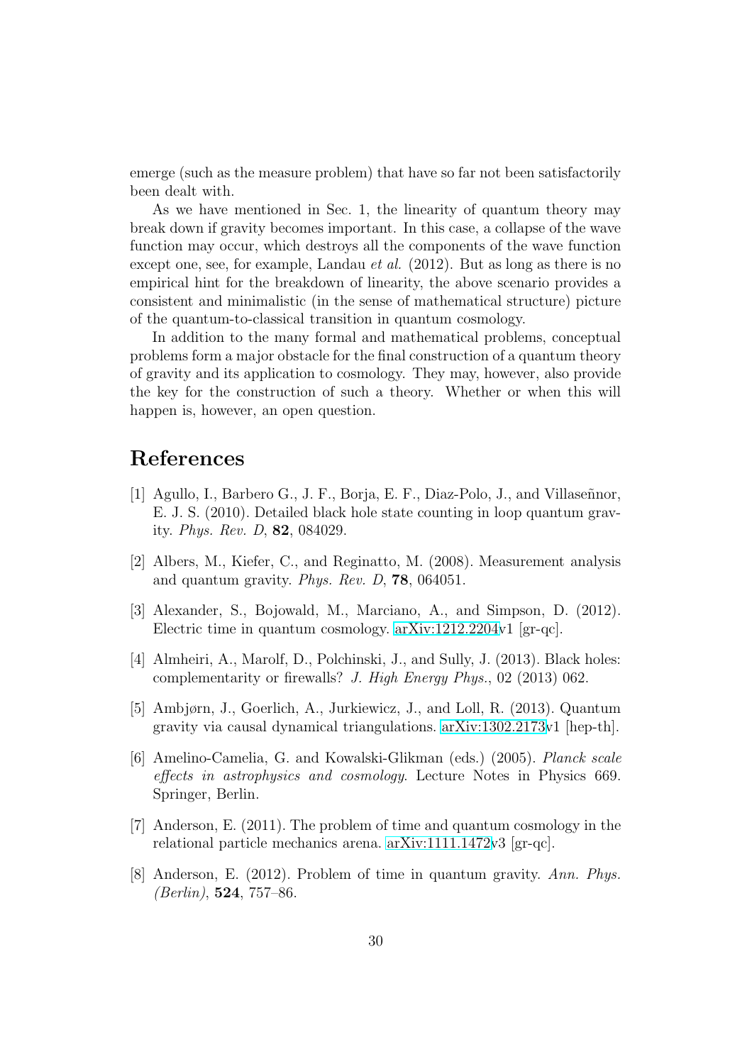emerge (such as the measure problem) that have so far not been satisfactorily been dealt with.

As we have mentioned in Sec. 1, the linearity of quantum theory may break down if gravity becomes important. In this case, a collapse of the wave function may occur, which destroys all the components of the wave function except one, see, for example, Landau *et al.* (2012). But as long as there is no empirical hint for the breakdown of linearity, the above scenario provides a consistent and minimalistic (in the sense of mathematical structure) picture of the quantum-to-classical transition in quantum cosmology.

In addition to the many formal and mathematical problems, conceptual problems form a major obstacle for the final construction of a quantum theory of gravity and its application to cosmology. They may, however, also provide the key for the construction of such a theory. Whether or when this will happen is, however, an open question.

# References

[1] Agullo, I., Barbero G., J. F., Borja, E. F., Diaz-Polo, J., and Villaseñnor, E. J. S. (2010). Detailed black hole state counting in loop quantum gravity. *Phys. Rev. D*, **82**, 084029.

[2] Albers, M., Kiefer, C., and Reginatto, M. (2008). Measurement analysis and quantum gravity. *Phys. Rev. D*, **78**, 064051.

[3] Alexander, S., Bojowald, M., Marciano, A., and Simpson, D. (2012). Electric time in quantum cosmology. arXiv:1212.2204v1 [gr-qc].

[4] Almheiri, A., Marolf, D., Polchinski, J., and Sully, J. (2013). Black holes: complementarity or firewalls? *J. High Energy Phys.*, 02 (2013) 062.

[5] Ambjørn, J., Goerlich, A., Jurkiewicz, J., and Loll, R. (2013). Quantum gravity via causal dynamical triangulations. arXiv:1302.2173v1 [hep-th].

[6] Amelino-Camelia, G. and Kowalski-Glikman (eds.) (2005). *Planck scale effects in astrophysics and cosmology*. Lecture Notes in Physics 669. Springer, Berlin.

[7] Anderson, E. (2011). The problem of time and quantum cosmology in the relational particle mechanics arena. arXiv:1111.1472v3 [gr-qc].

[8] Anderson, E. (2012). Problem of time in quantum gravity. *Ann. Phys. (Berlin)*, **524**, 757–86.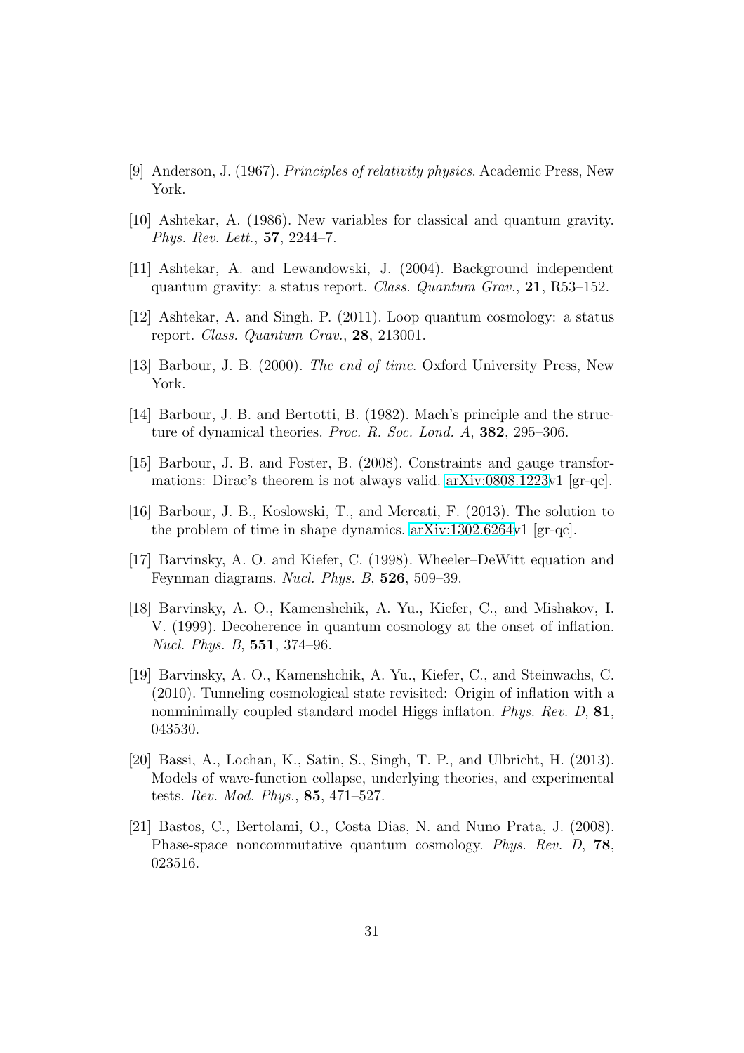[9] Anderson, J. (1967). *Principles of relativity physics*. Academic Press, New York.

[10] Ashtekar, A. (1986). New variables for classical and quantum gravity. *Phys. Rev. Lett.*, **57**, 2244–7.

[11] Ashtekar, A. and Lewandowski, J. (2004). Background independent quantum gravity: a status report. *Class. Quantum Grav.*, **21**, R53–152.

[12] Ashtekar, A. and Singh, P. (2011). Loop quantum cosmology: a status report. *Class. Quantum Grav.*, **28**, 213001.

[13] Barbour, J. B. (2000). *The end of time*. Oxford University Press, New York.

[14] Barbour, J. B. and Bertotti, B. (1982). Mach's principle and the structure of dynamical theories. *Proc. R. Soc. Lond. A*, **382**, 295–306.

[15] Barbour, J. B. and Foster, B. (2008). Constraints and gauge transformations: Dirac's theorem is not always valid. arXiv:0808.1223v1 [gr-qc].

[16] Barbour, J. B., Koslowski, T., and Mercati, F. (2013). The solution to the problem of time in shape dynamics. arXiv:1302.6264v1 [gr-qc].

[17] Barvinsky, A. O. and Kiefer, C. (1998). Wheeler–DeWitt equation and Feynman diagrams. *Nucl. Phys. B*, **526**, 509–39.

[18] Barvinsky, A. O., Kamenshchik, A. Yu., Kiefer, C., and Mishakov, I. V. (1999). Decoherence in quantum cosmology at the onset of inflation. *Nucl. Phys. B*, **551**, 374–96.

[19] Barvinsky, A. O., Kamenshchik, A. Yu., Kiefer, C., and Steinwachs, C. (2010). Tunneling cosmological state revisited: Origin of inflation with a nonminimally coupled standard model Higgs inflaton. *Phys. Rev. D*, **81**, 043530.

[20] Bassi, A., Lochan, K., Satin, S., Singh, T. P., and Ulbricht, H. (2013). Models of wave-function collapse, underlying theories, and experimental tests. *Rev. Mod. Phys.*, **85**, 471–527.

[21] Bastos, C., Bertolami, O., Costa Dias, N. and Nuno Prata, J. (2008). Phase-space noncommutative quantum cosmology. *Phys. Rev. D*, **78**, 023516.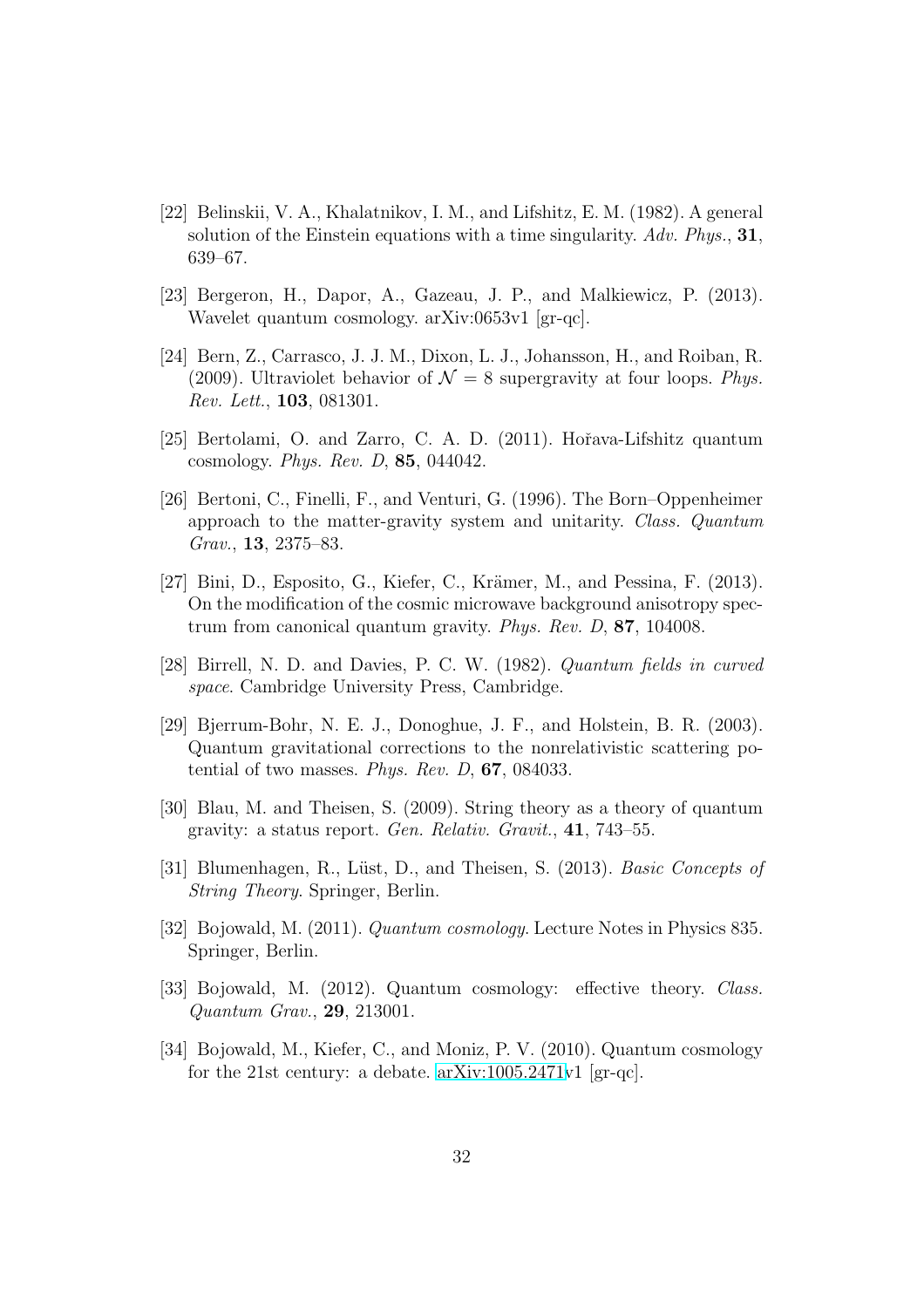[22] Belinskii, V. A., Khalatnikov, I. M., and Lifshitz, E. M. (1982). A general solution of the Einstein equations with a time singularity. *Adv. Phys.*, **31**, 639–67.

[23] Bergeron, H., Dapor, A., Gazeau, J. P., and Malkiewicz, P. (2013). Wavelet quantum cosmology. arXiv:0653v1 [gr-qc].

[24] Bern, Z., Carrasco, J. J. M., Dixon, L. J., Johansson, H., and Roiban, R. (2009). Ultraviolet behavior of $\mathcal{N} = 8$ supergravity at four loops. *Phys. Rev. Lett.*, **103**, 081301.

[25] Bertolami, O. and Zarro, C. A. D. (2011). Hořava-Lifshitz quantum cosmology. *Phys. Rev. D*, **85**, 044042.

[26] Bertoni, C., Finelli, F., and Venturi, G. (1996). The Born–Oppenheimer approach to the matter-gravity system and unitarity. *Class. Quantum Grav.*, **13**, 2375–83.

[27] Bini, D., Esposito, G., Kiefer, C., Krämer, M., and Pessina, F. (2013). On the modification of the cosmic microwave background anisotropy spectrum from canonical quantum gravity. *Phys. Rev. D*, **87**, 104008.

[28] Birrell, N. D. and Davies, P. C. W. (1982). *Quantum fields in curved space*. Cambridge University Press, Cambridge.

[29] Bjerrum-Bohr, N. E. J., Donoghue, J. F., and Holstein, B. R. (2003). Quantum gravitational corrections to the nonrelativistic scattering potential of two masses. *Phys. Rev. D*, **67**, 084033.

[30] Blau, M. and Theisen, S. (2009). String theory as a theory of quantum gravity: a status report. *Gen. Relativ. Gravit.*, **41**, 743–55.

[31] Blumenhagen, R., Lüst, D., and Theisen, S. (2013). *Basic Concepts of String Theory*. Springer, Berlin.

[32] Bojowald, M. (2011). *Quantum cosmology*. Lecture Notes in Physics 835. Springer, Berlin.

[33] Bojowald, M. (2012). Quantum cosmology: effective theory. *Class. Quantum Grav.*, **29**, 213001.

[34] Bojowald, M., Kiefer, C., and Moniz, P. V. (2010). Quantum cosmology for the 21st century: a debate. arXiv:1005.2471v1 [gr-qc].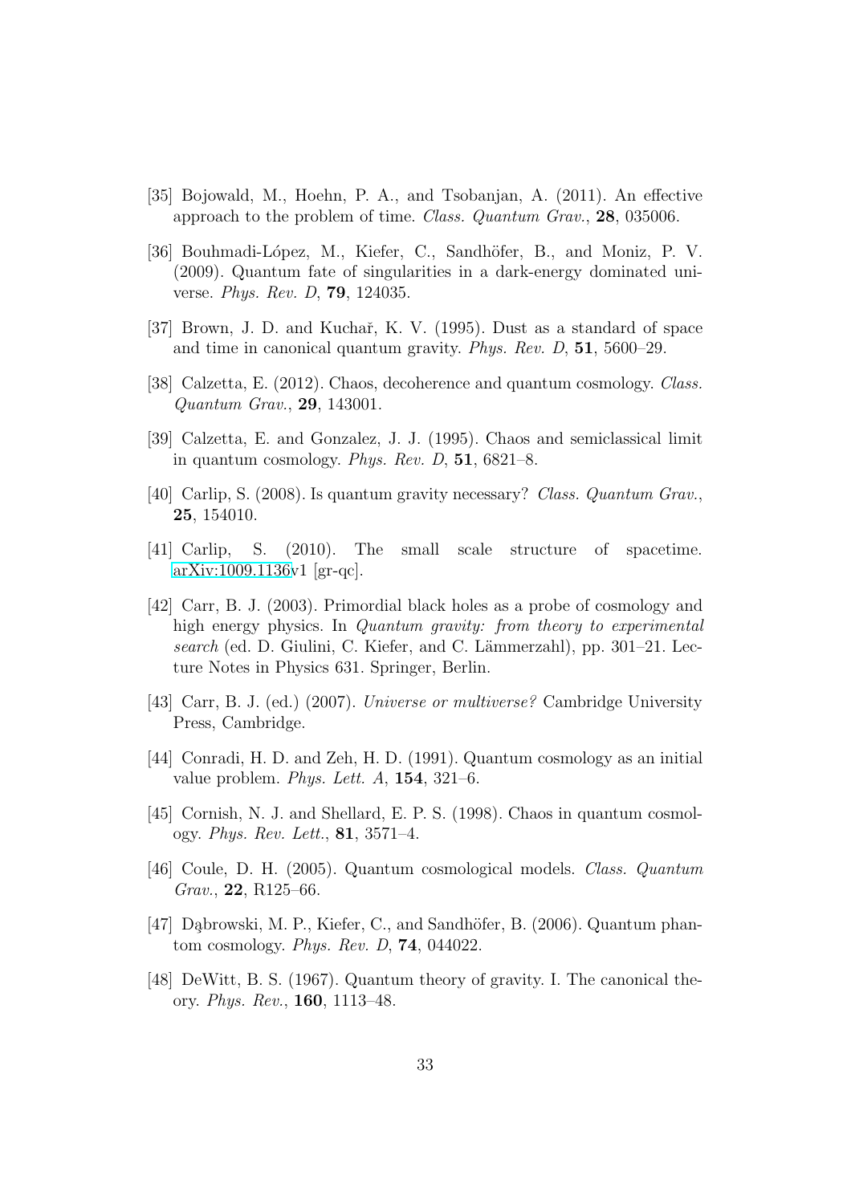[35] Bojowald, M., Hoehn, P. A., and Tsobanjan, A. (2011). An effective approach to the problem of time. *Class. Quantum Grav.*, **28**, 035006.

[36] Bouhmadi-López, M., Kiefer, C., Sandhöfer, B., and Moniz, P. V. (2009). Quantum fate of singularities in a dark-energy dominated universe. *Phys. Rev. D*, **79**, 124035.

[37] Brown, J. D. and Kuchař, K. V. (1995). Dust as a standard of space and time in canonical quantum gravity. *Phys. Rev. D*, **51**, 5600–29.

[38] Calzetta, E. (2012). Chaos, decoherence and quantum cosmology. *Class. Quantum Grav.*, **29**, 143001.

[39] Calzetta, E. and Gonzalez, J. J. (1995). Chaos and semiclassical limit in quantum cosmology. *Phys. Rev. D*, **51**, 6821–8.

[40] Carlip, S. (2008). Is quantum gravity necessary? *Class. Quantum Grav.*, **25**, 154010.

[41] Carlip, S. (2010). The small scale structure of spacetime. arXiv:1009.1136v1 [gr-qc].

[42] Carr, B. J. (2003). Primordial black holes as a probe of cosmology and high energy physics. In *Quantum gravity: from theory to experimental search* (ed. D. Giulini, C. Kiefer, and C. Lämmerzahl), pp. 301–21. Lecture Notes in Physics 631. Springer, Berlin.

[43] Carr, B. J. (ed.) (2007). *Universe or multiverse?* Cambridge University Press, Cambridge.

[44] Conradi, H. D. and Zeh, H. D. (1991). Quantum cosmology as an initial value problem. *Phys. Lett. A*, **154**, 321–6.

[45] Cornish, N. J. and Shellard, E. P. S. (1998). Chaos in quantum cosmology. *Phys. Rev. Lett.*, **81**, 3571–4.

[46] Coule, D. H. (2005). Quantum cosmological models. *Class. Quantum Grav.*, **22**, R125–66.

[47] Dąbrowski, M. P., Kiefer, C., and Sandhöfer, B. (2006). Quantum phantom cosmology. *Phys. Rev. D*, **74**, 044022.

[48] DeWitt, B. S. (1967). Quantum theory of gravity. I. The canonical theory. *Phys. Rev.*, **160**, 1113–48.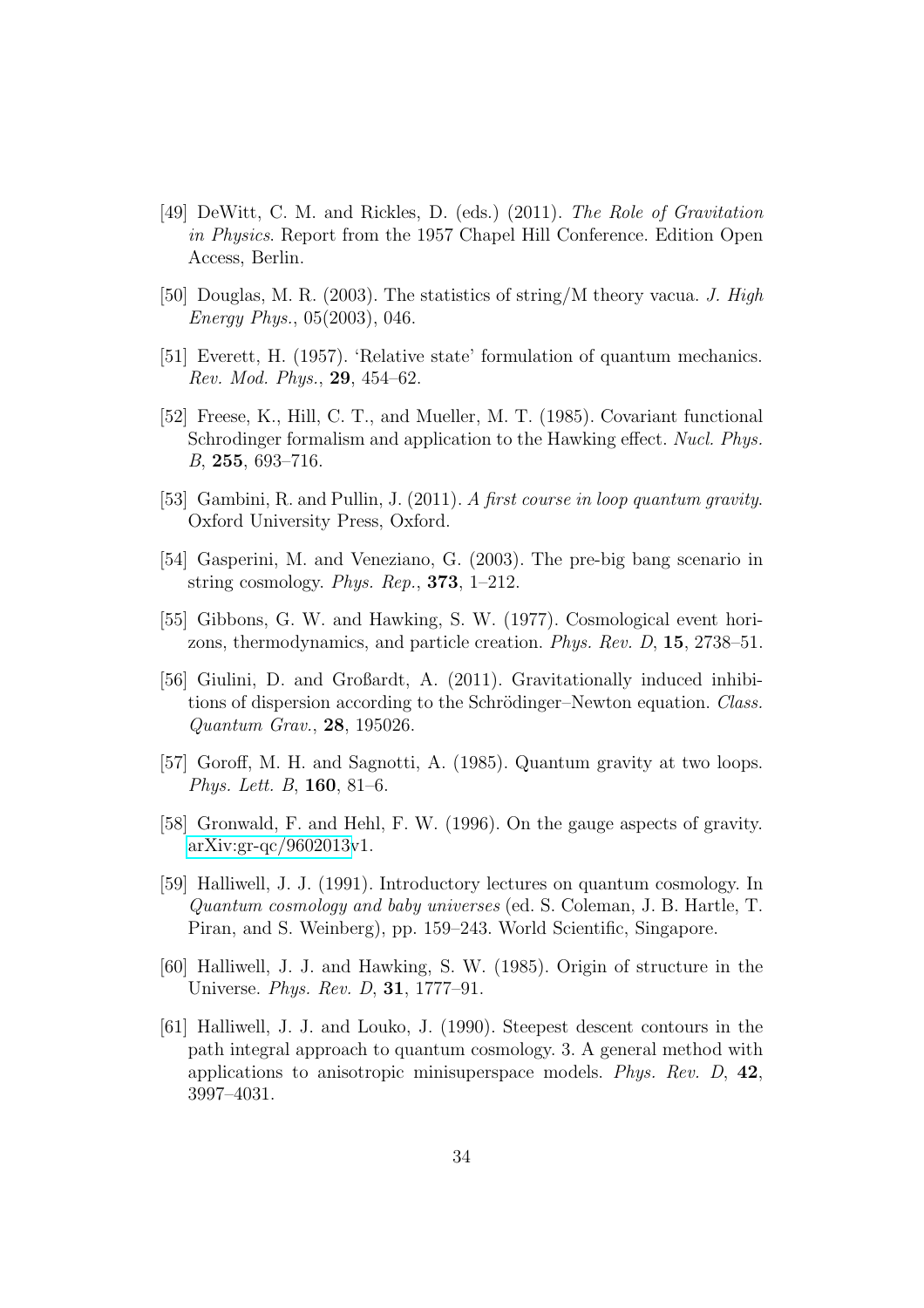[49] DeWitt, C. M. and Rickles, D. (eds.) (2011). *The Role of Gravitation in Physics*. Report from the 1957 Chapel Hill Conference. Edition Open Access, Berlin.

[50] Douglas, M. R. (2003). The statistics of string/M theory vacua. *J. High Energy Phys.*, 05(2003), 046.

[51] Everett, H. (1957). 'Relative state' formulation of quantum mechanics. *Rev. Mod. Phys.*, **29**, 454–62.

[52] Freese, K., Hill, C. T., and Mueller, M. T. (1985). Covariant functional Schrodinger formalism and application to the Hawking effect. *Nucl. Phys. B*, **255**, 693–716.

[53] Gambini, R. and Pullin, J. (2011). *A first course in loop quantum gravity*. Oxford University Press, Oxford.

[54] Gasperini, M. and Veneziano, G. (2003). The pre-big bang scenario in string cosmology. *Phys. Rep.*, **373**, 1–212.

[55] Gibbons, G. W. and Hawking, S. W. (1977). Cosmological event horizons, thermodynamics, and particle creation. *Phys. Rev. D*, **15**, 2738–51.

[56] Giulini, D. and Großardt, A. (2011). Gravitationally induced inhibitions of dispersion according to the Schrödinger–Newton equation. *Class. Quantum Grav.*, **28**, 195026.

[57] Goroff, M. H. and Sagnotti, A. (1985). Quantum gravity at two loops. *Phys. Lett. B*, **160**, 81–6.

[58] Gronwald, F. and Hehl, F. W. (1996). On the gauge aspects of gravity. arXiv:gr-qc/9602013v1.

[59] Halliwell, J. J. (1991). Introductory lectures on quantum cosmology. In *Quantum cosmology and baby universes* (ed. S. Coleman, J. B. Hartle, T. Piran, and S. Weinberg), pp. 159–243. World Scientific, Singapore.

[60] Halliwell, J. J. and Hawking, S. W. (1985). Origin of structure in the Universe. *Phys. Rev. D*, **31**, 1777–91.

[61] Halliwell, J. J. and Louko, J. (1990). Steepest descent contours in the path integral approach to quantum cosmology. 3. A general method with applications to anisotropic minisuperspace models. *Phys. Rev. D*, **42**, 3997–4031.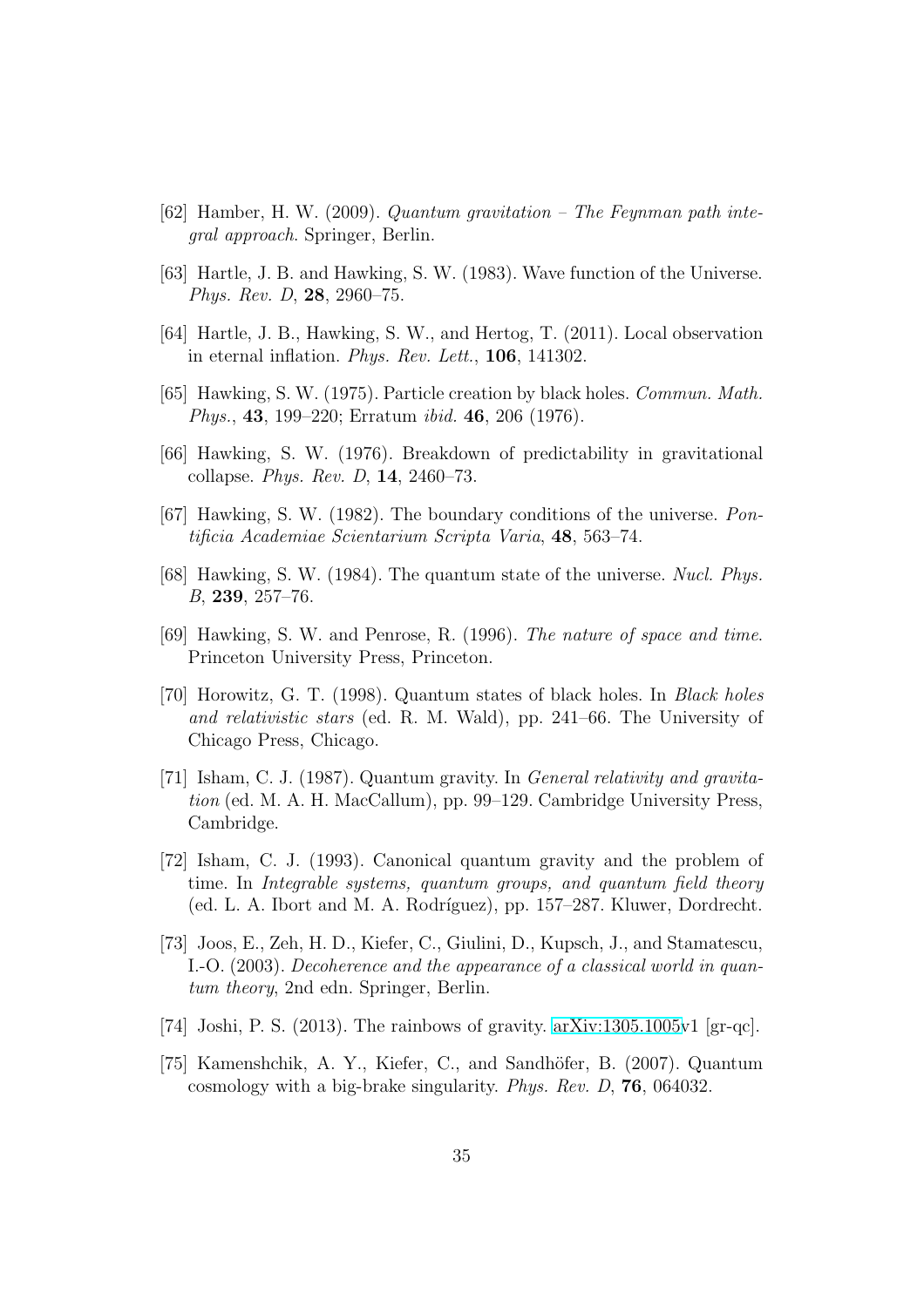[62] Hamber, H. W. (2009). *Quantum gravitation – The Feynman path integral approach*. Springer, Berlin.

[63] Hartle, J. B. and Hawking, S. W. (1983). Wave function of the Universe. *Phys. Rev. D*, **28**, 2960–75.

[64] Hartle, J. B., Hawking, S. W., and Hertog, T. (2011). Local observation in eternal inflation. *Phys. Rev. Lett.*, **106**, 141302.

[65] Hawking, S. W. (1975). Particle creation by black holes. *Commun. Math. Phys.*, **43**, 199–220; Erratum *ibid.* **46**, 206 (1976).

[66] Hawking, S. W. (1976). Breakdown of predictability in gravitational collapse. *Phys. Rev. D*, **14**, 2460–73.

[67] Hawking, S. W. (1982). The boundary conditions of the universe. *Pontificia Academiae Scientarium Scripta Varia*, **48**, 563–74.

[68] Hawking, S. W. (1984). The quantum state of the universe. *Nucl. Phys. B*, **239**, 257–76.

[69] Hawking, S. W. and Penrose, R. (1996). *The nature of space and time*. Princeton University Press, Princeton.

[70] Horowitz, G. T. (1998). Quantum states of black holes. In *Black holes and relativistic stars* (ed. R. M. Wald), pp. 241–66. The University of Chicago Press, Chicago.

[71] Isham, C. J. (1987). Quantum gravity. In *General relativity and gravitation* (ed. M. A. H. MacCallum), pp. 99–129. Cambridge University Press, Cambridge.

[72] Isham, C. J. (1993). Canonical quantum gravity and the problem of time. In *Integrable systems, quantum groups, and quantum field theory* (ed. L. A. Ibort and M. A. Rodríguez), pp. 157–287. Kluwer, Dordrecht.

[73] Joos, E., Zeh, H. D., Kiefer, C., Giulini, D., Kupsch, J., and Stamatescu, I.-O. (2003). *Decoherence and the appearance of a classical world in quantum theory*, 2nd edn. Springer, Berlin.

[74] Joshi, P. S. (2013). The rainbows of gravity. arXiv:1305.1005v1 [gr-qc].

[75] Kamenshchik, A. Y., Kiefer, C., and Sandhöfer, B. (2007). Quantum cosmology with a big-brake singularity. *Phys. Rev. D*, **76**, 064032.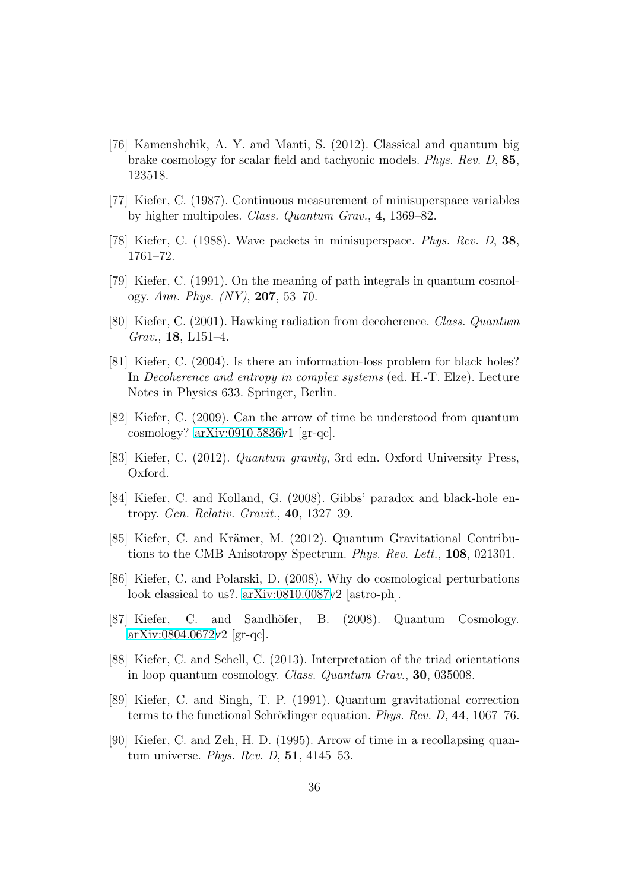[76] Kamenshchik, A. Y. and Manti, S. (2012). Classical and quantum big brake cosmology for scalar field and tachyonic models. *Phys. Rev. D*, **85**, 123518.

[77] Kiefer, C. (1987). Continuous measurement of minisuperspace variables by higher multipoles. *Class. Quantum Grav.*, **4**, 1369–82.

[78] Kiefer, C. (1988). Wave packets in minisuperspace. *Phys. Rev. D*, **38**, 1761–72.

[79] Kiefer, C. (1991). On the meaning of path integrals in quantum cosmology. *Ann. Phys. (NY)*, **207**, 53–70.

[80] Kiefer, C. (2001). Hawking radiation from decoherence. *Class. Quantum Grav.*, **18**, L151–4.

[81] Kiefer, C. (2004). Is there an information-loss problem for black holes? In *Decoherence and entropy in complex systems* (ed. H.-T. Elze). Lecture Notes in Physics 633. Springer, Berlin.

[82] Kiefer, C. (2009). Can the arrow of time be understood from quantum cosmology? arXiv:0910.5836v1 [gr-qc].

[83] Kiefer, C. (2012). *Quantum gravity*, 3rd edn. Oxford University Press, Oxford.

[84] Kiefer, C. and Kolland, G. (2008). Gibbs' paradox and black-hole entropy. *Gen. Relativ. Gravit.*, **40**, 1327–39.

[85] Kiefer, C. and Krämer, M. (2012). Quantum Gravitational Contributions to the CMB Anisotropy Spectrum. *Phys. Rev. Lett.*, **108**, 021301.

[86] Kiefer, C. and Polarski, D. (2008). Why do cosmological perturbations look classical to us?. arXiv:0810.0087v2 [astro-ph].

[87] Kiefer, C. and Sandhöfer, B. (2008). Quantum Cosmology. arXiv:0804.0672v2 [gr-qc].

[88] Kiefer, C. and Schell, C. (2013). Interpretation of the triad orientations in loop quantum cosmology. *Class. Quantum Grav.*, **30**, 035008.

[89] Kiefer, C. and Singh, T. P. (1991). Quantum gravitational correction terms to the functional Schrödinger equation. *Phys. Rev. D*, **44**, 1067–76.

[90] Kiefer, C. and Zeh, H. D. (1995). Arrow of time in a recollapsing quantum universe. *Phys. Rev. D*, **51**, 4145–53.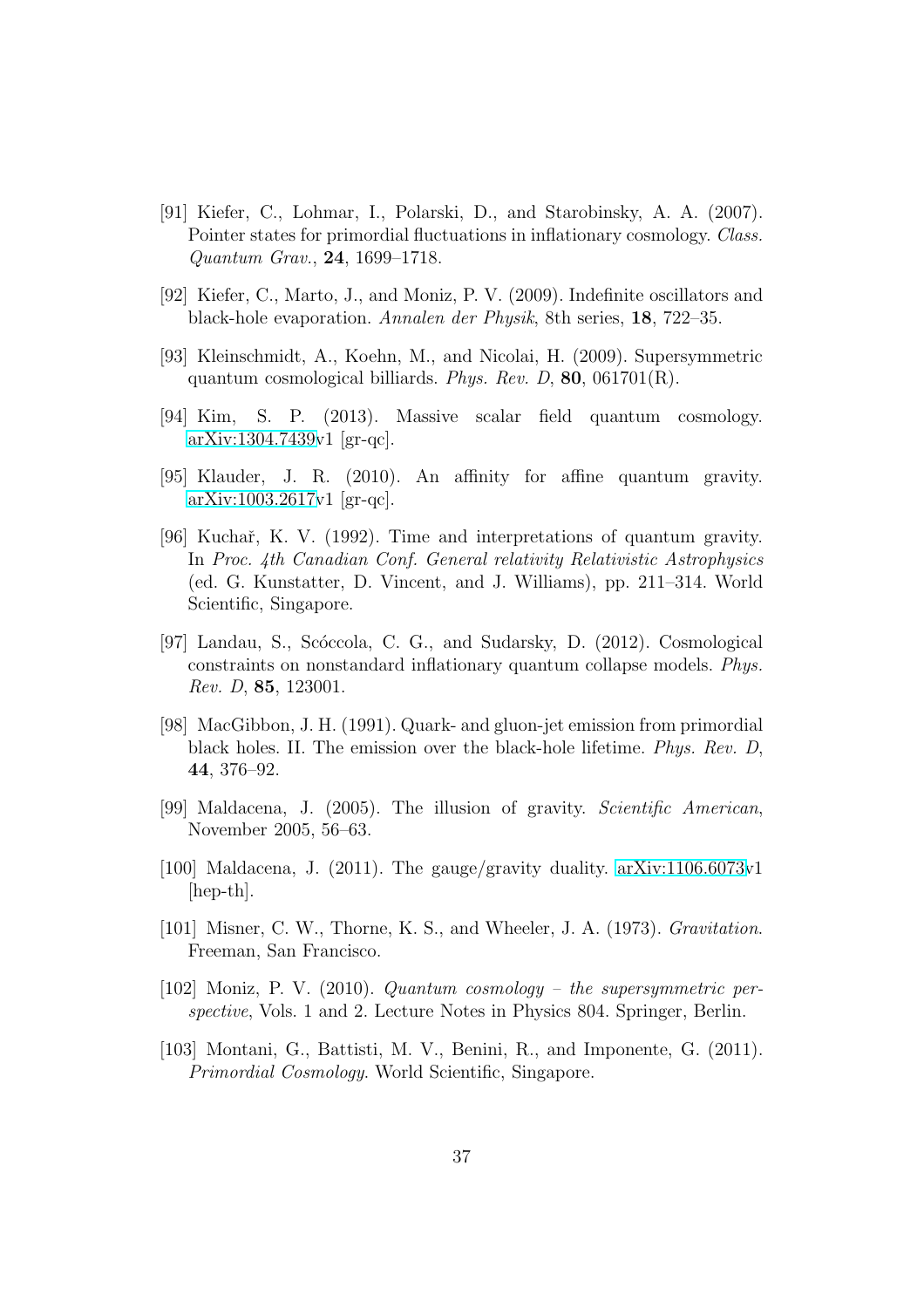[91] Kiefer, C., Lohmar, I., Polarski, D., and Starobinsky, A. A. (2007). Pointer states for primordial fluctuations in inflationary cosmology. *Class. Quantum Grav.*, **24**, 1699–1718.

[92] Kiefer, C., Marto, J., and Moniz, P. V. (2009). Indefinite oscillators and black-hole evaporation. *Annalen der Physik*, 8th series, **18**, 722–35.

[93] Kleinschmidt, A., Koehn, M., and Nicolai, H. (2009). Supersymmetric quantum cosmological billiards. *Phys. Rev. D*, **80**, 061701(R).

[94] Kim, S. P. (2013). Massive scalar field quantum cosmology. arXiv:1304.7439v1 [gr-qc].

[95] Klauder, J. R. (2010). An affinity for affine quantum gravity. arXiv:1003.2617v1 [gr-qc].

[96] Kuchař, K. V. (1992). Time and interpretations of quantum gravity. In *Proc. 4th Canadian Conf. General relativity Relativistic Astrophysics* (ed. G. Kunstatter, D. Vincent, and J. Williams), pp. 211–314. World Scientific, Singapore.

[97] Landau, S., Scóccola, C. G., and Sudarsky, D. (2012). Cosmological constraints on nonstandard inflationary quantum collapse models. *Phys. Rev. D*, **85**, 123001.

[98] MacGibbon, J. H. (1991). Quark- and gluon-jet emission from primordial black holes. II. The emission over the black-hole lifetime. *Phys. Rev. D*, **44**, 376–92.

[99] Maldacena, J. (2005). The illusion of gravity. *Scientific American*, November 2005, 56–63.

[100] Maldacena, J. (2011). The gauge/gravity duality. arXiv:1106.6073v1 [hep-th].

[101] Misner, C. W., Thorne, K. S., and Wheeler, J. A. (1973). *Gravitation*. Freeman, San Francisco.

[102] Moniz, P. V. (2010). *Quantum cosmology – the supersymmetric perspective*, Vols. 1 and 2. Lecture Notes in Physics 804. Springer, Berlin.

[103] Montani, G., Battisti, M. V., Benini, R., and Imponente, G. (2011). *Primordial Cosmology*. World Scientific, Singapore.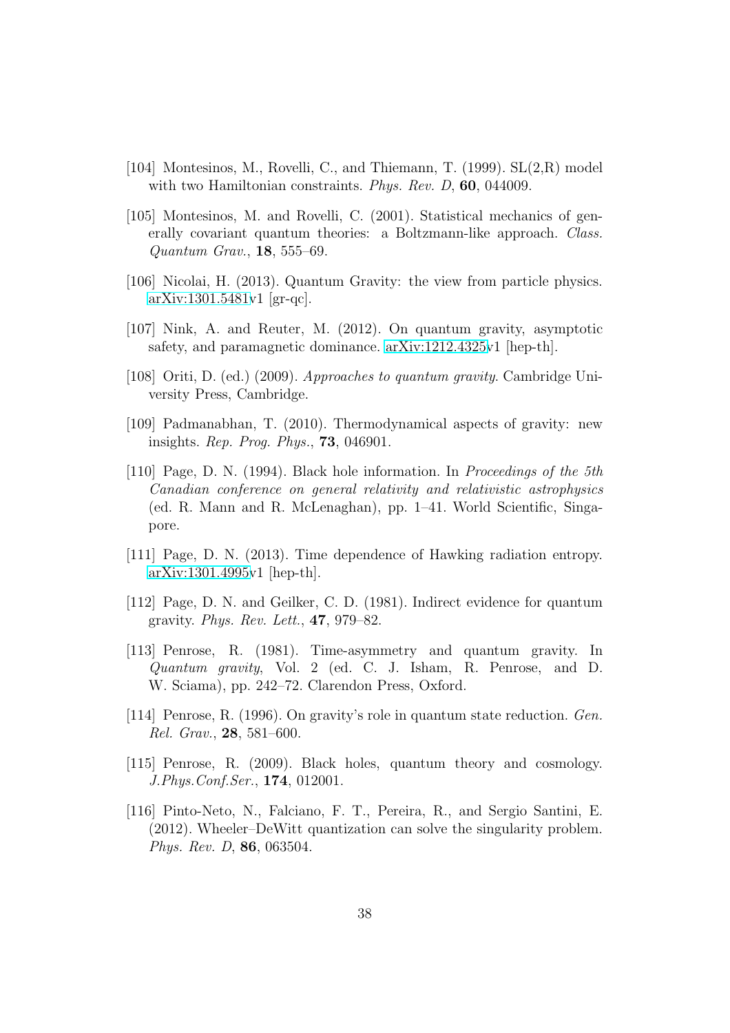[104] Montesinos, M., Rovelli, C., and Thiemann, T. (1999). SL(2,R) model with two Hamiltonian constraints. *Phys. Rev. D*, **60**, 044009.

[105] Montesinos, M. and Rovelli, C. (2001). Statistical mechanics of generally covariant quantum theories: a Boltzmann-like approach. *Class. Quantum Grav.*, **18**, 555–69.

[106] Nicolai, H. (2013). Quantum Gravity: the view from particle physics. arXiv:1301.5481v1 [gr-qc].

[107] Nink, A. and Reuter, M. (2012). On quantum gravity, asymptotic safety, and paramagnetic dominance. arXiv:1212.4325v1 [hep-th].

[108] Oriti, D. (ed.) (2009). *Approaches to quantum gravity*. Cambridge University Press, Cambridge.

[109] Padmanabhan, T. (2010). Thermodynamical aspects of gravity: new insights. *Rep. Prog. Phys.*, **73**, 046901.

[110] Page, D. N. (1994). Black hole information. In *Proceedings of the 5th Canadian conference on general relativity and relativistic astrophysics* (ed. R. Mann and R. McLenaghan), pp. 1–41. World Scientific, Singapore.

[111] Page, D. N. (2013). Time dependence of Hawking radiation entropy. arXiv:1301.4995v1 [hep-th].

[112] Page, D. N. and Geilker, C. D. (1981). Indirect evidence for quantum gravity. *Phys. Rev. Lett.*, **47**, 979–82.

[113] Penrose, R. (1981). Time-asymmetry and quantum gravity. In *Quantum gravity*, Vol. 2 (ed. C. J. Isham, R. Penrose, and D. W. Sciama), pp. 242–72. Clarendon Press, Oxford.

[114] Penrose, R. (1996). On gravity's role in quantum state reduction. *Gen. Rel. Grav.*, **28**, 581–600.

[115] Penrose, R. (2009). Black holes, quantum theory and cosmology. *J.Phys.Conf.Ser.*, **174**, 012001.

[116] Pinto-Neto, N., Falciano, F. T., Pereira, R., and Sergio Santini, E. (2012). Wheeler–DeWitt quantization can solve the singularity problem. *Phys. Rev. D*, **86**, 063504.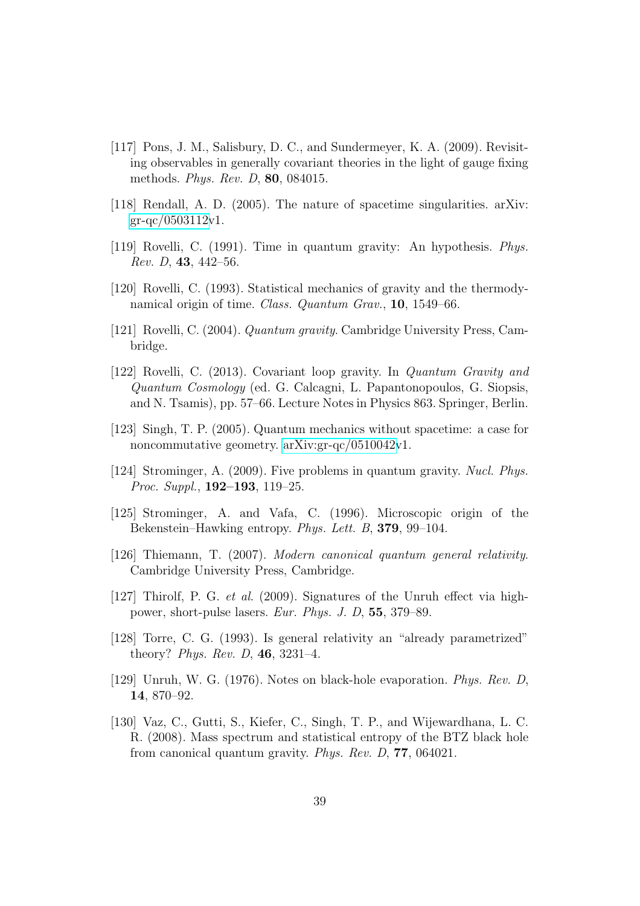[117] Pons, J. M., Salisbury, D. C., and Sundermeyer, K. A. (2009). Revisiting observables in generally covariant theories in the light of gauge fixing methods. *Phys. Rev. D*, **80**, 084015.

[118] Rendall, A. D. (2005). The nature of spacetime singularities. arXiv: gr-qc/0503112v1.

[119] Rovelli, C. (1991). Time in quantum gravity: An hypothesis. *Phys. Rev. D*, **43**, 442–56.

[120] Rovelli, C. (1993). Statistical mechanics of gravity and the thermodynamical origin of time. *Class. Quantum Grav.*, **10**, 1549–66.

[121] Rovelli, C. (2004). *Quantum gravity.* Cambridge University Press, Cambridge.

[122] Rovelli, C. (2013). Covariant loop gravity. In *Quantum Gravity and Quantum Cosmology* (ed. G. Calcagni, L. Papantonopoulos, G. Siopsis, and N. Tsamis), pp. 57–66. Lecture Notes in Physics 863. Springer, Berlin.

[123] Singh, T. P. (2005). Quantum mechanics without spacetime: a case for noncommutative geometry. arXiv:gr-qc/0510042v1.

[124] Strominger, A. (2009). Five problems in quantum gravity. *Nucl. Phys. Proc. Suppl.*, **192–193**, 119–25.

[125] Strominger, A. and Vafa, C. (1996). Microscopic origin of the Bekenstein–Hawking entropy. *Phys. Lett. B*, **379**, 99–104.

[126] Thiemann, T. (2007). *Modern canonical quantum general relativity.* Cambridge University Press, Cambridge.

[127] Thirolf, P. G. *et al.* (2009). Signatures of the Unruh effect via high-power, short-pulse lasers. *Eur. Phys. J. D*, **55**, 379–89.

[128] Torre, C. G. (1993). Is general relativity an "already parametrized" theory? *Phys. Rev. D*, **46**, 3231–4.

[129] Unruh, W. G. (1976). Notes on black-hole evaporation. *Phys. Rev. D*, **14**, 870–92.

[130] Vaz, C., Gutti, S., Kiefer, C., Singh, T. P., and Wijewardhana, L. C. R. (2008). Mass spectrum and statistical entropy of the BTZ black hole from canonical quantum gravity. *Phys. Rev. D*, **77**, 064021.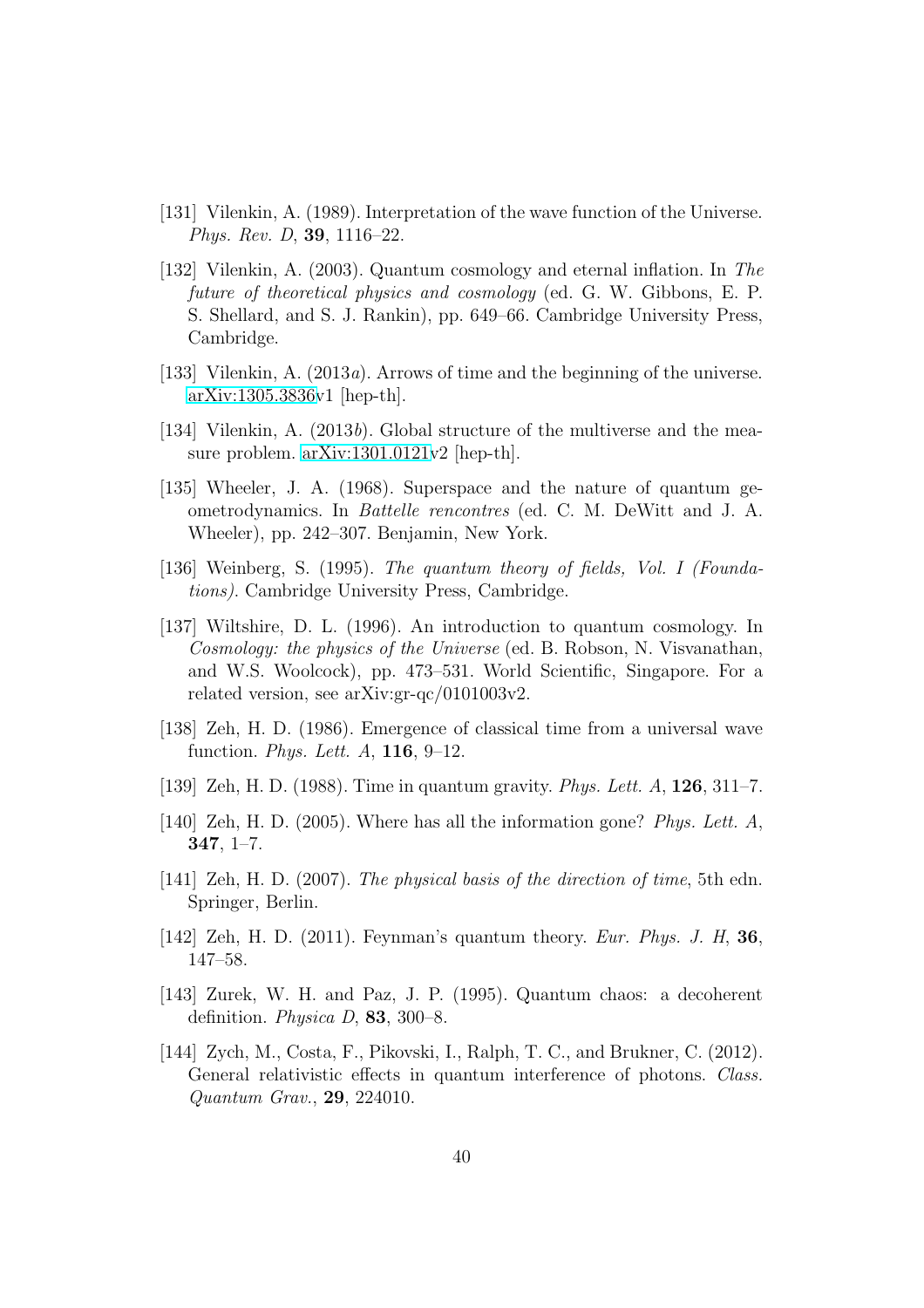[131] Vilenkin, A. (1989). Interpretation of the wave function of the Universe. *Phys. Rev. D*, **39**, 1116–22.

[132] Vilenkin, A. (2003). Quantum cosmology and eternal inflation. In *The future of theoretical physics and cosmology* (ed. G. W. Gibbons, E. P. S. Shellard, and S. J. Rankin), pp. 649–66. Cambridge University Press, Cambridge.

[133] Vilenkin, A. (2013*a*). Arrows of time and the beginning of the universe. arXiv:1305.3836v1 [hep-th].

[134] Vilenkin, A. (2013*b*). Global structure of the multiverse and the measure problem. arXiv:1301.0121v2 [hep-th].

[135] Wheeler, J. A. (1968). Superspace and the nature of quantum geometrodynamics. In *Battelle rencontres* (ed. C. M. DeWitt and J. A. Wheeler), pp. 242–307. Benjamin, New York.

[136] Weinberg, S. (1995). *The quantum theory of fields, Vol. I (Foundations)*. Cambridge University Press, Cambridge.

[137] Wiltshire, D. L. (1996). An introduction to quantum cosmology. In *Cosmology: the physics of the Universe* (ed. B. Robson, N. Visvanathan, and W.S. Woolcock), pp. 473–531. World Scientific, Singapore. For a related version, see arXiv:gr-qc/0101003v2.

[138] Zeh, H. D. (1986). Emergence of classical time from a universal wave function. *Phys. Lett. A*, **116**, 9–12.

[139] Zeh, H. D. (1988). Time in quantum gravity. *Phys. Lett. A*, **126**, 311–7.

[140] Zeh, H. D. (2005). Where has all the information gone? *Phys. Lett. A*, **347**, 1–7.

[141] Zeh, H. D. (2007). *The physical basis of the direction of time*, 5th edn. Springer, Berlin.

[142] Zeh, H. D. (2011). Feynman's quantum theory. *Eur. Phys. J. H*, **36**, 147–58.

[143] Zurek, W. H. and Paz, J. P. (1995). Quantum chaos: a decoherent definition. *Physica D*, **83**, 300–8.

[144] Zych, M., Costa, F., Pikovski, I., Ralph, T. C., and Brukner, C. (2012). General relativistic effects in quantum interference of photons. *Class. Quantum Grav.*, **29**, 224010.